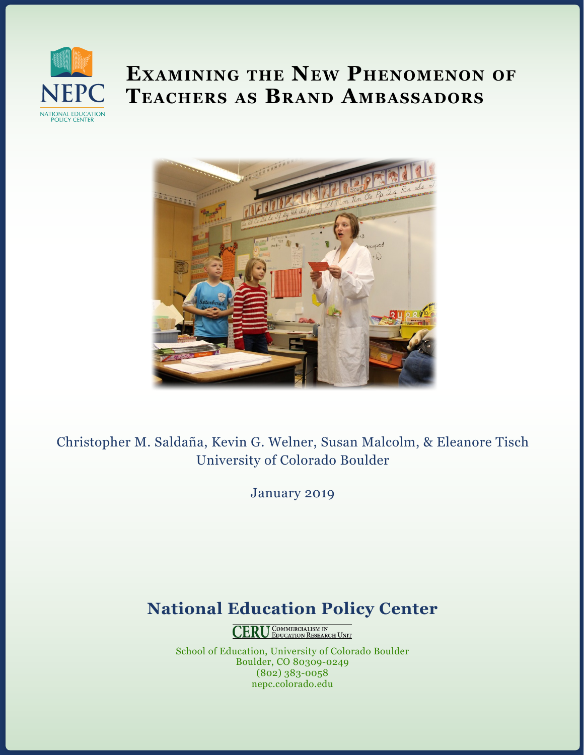NEPC

NATIONAL EDUCATION POLICY CENTER

# Examining the New Phenomenon of Teachers as Brand Ambassadors

Christopher M. Saldaña, Kevin G. Welner, Susan Malcolm, & Eleanore Tisch
University of Colorado Boulder

January 2019

## National Education Policy Center

CERU Commercialism in Education Research Unit

School of Education, University of Colorado Boulder
Boulder, CO 80309-0249
(802) 383-0058
nepc.colorado.edu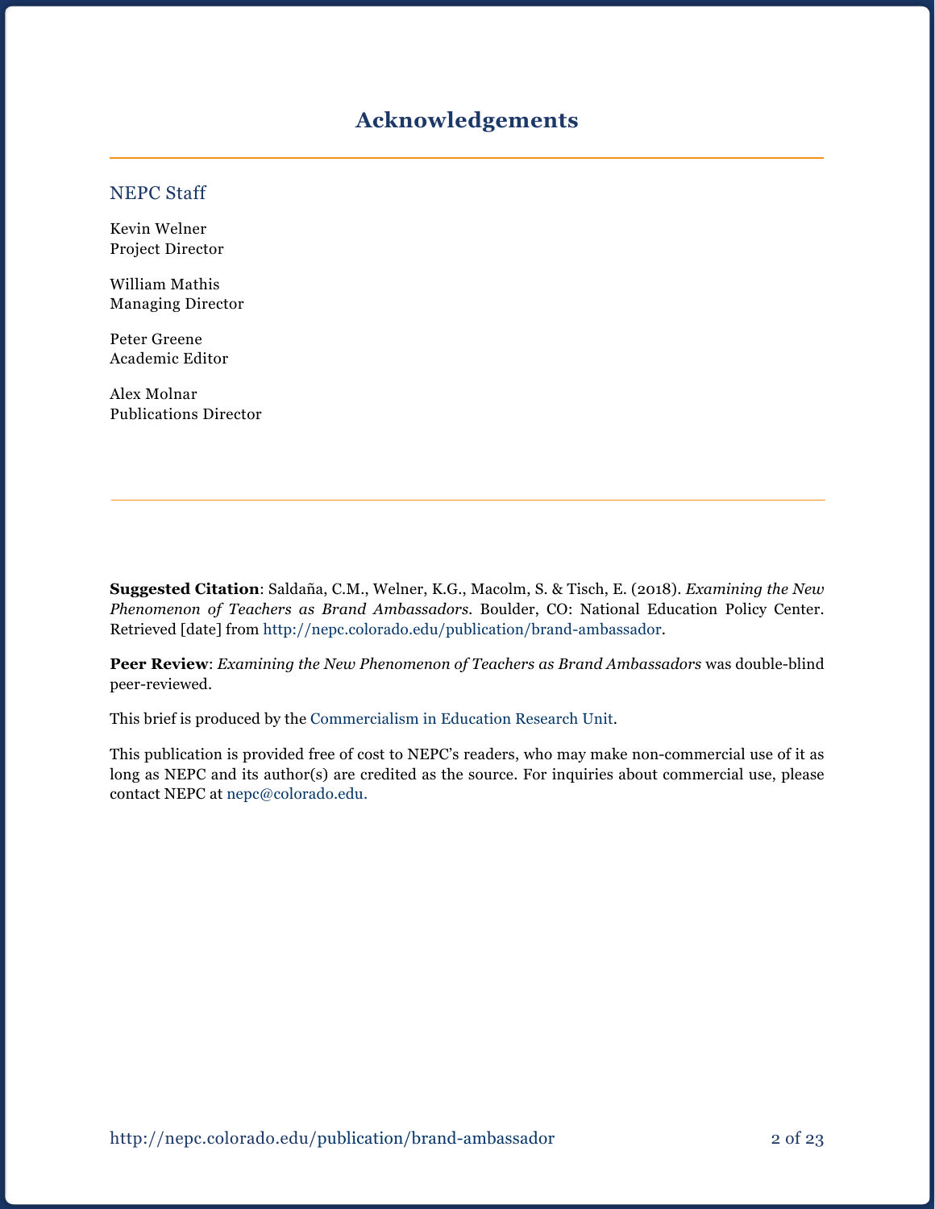# Acknowledgements

## NEPC Staff

Kevin Welner
Project Director

William Mathis
Managing Director

Peter Greene
Academic Editor

Alex Molnar
Publications Director

**Suggested Citation**: Saldaña, C.M., Welner, K.G., Macolm, S. & Tisch, E. (2018). *Examining the New Phenomenon of Teachers as Brand Ambassadors*. Boulder, CO: National Education Policy Center. Retrieved [date] from http://nepc.colorado.edu/publication/brand-ambassador.

**Peer Review**: *Examining the New Phenomenon of Teachers as Brand Ambassadors* was double-blind peer-reviewed.

This brief is produced by the Commercialism in Education Research Unit.

This publication is provided free of cost to NEPC's readers, who may make non-commercial use of it as long as NEPC and its author(s) are credited as the source. For inquiries about commercial use, please contact NEPC at nepc@colorado.edu.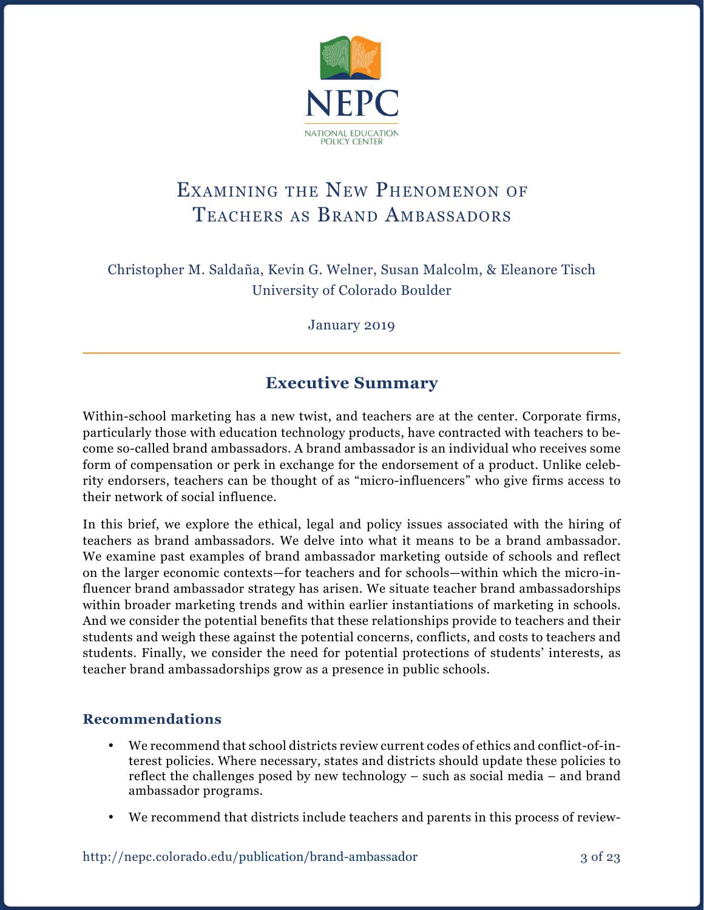NEPC

NATIONAL EDUCATION POLICY CENTER

# Examining the New Phenomenon of Teachers as Brand Ambassadors

Christopher M. Saldaña, Kevin G. Welner, Susan Malcolm, & Eleanore Tisch
University of Colorado Boulder

January 2019

## Executive Summary

Within-school marketing has a new twist, and teachers are at the center. Corporate firms, particularly those with education technology products, have contracted with teachers to become so-called brand ambassadors. A brand ambassador is an individual who receives some form of compensation or perk in exchange for the endorsement of a product. Unlike celebrity endorsers, teachers can be thought of as "micro-influencers" who give firms access to their network of social influence.

In this brief, we explore the ethical, legal and policy issues associated with the hiring of teachers as brand ambassadors. We delve into what it means to be a brand ambassador. We examine past examples of brand ambassador marketing outside of schools and reflect on the larger economic contexts—for teachers and for schools—within which the micro-influencer brand ambassador strategy has arisen. We situate teacher brand ambassadorships within broader marketing trends and within earlier instantiations of marketing in schools. And we consider the potential benefits that these relationships provide to teachers and their students and weigh these against the potential concerns, conflicts, and costs to teachers and students. Finally, we consider the need for potential protections of students' interests, as teacher brand ambassadorships grow as a presence in public schools.

### Recommendations

- We recommend that school districts review current codes of ethics and conflict-of-interest policies. Where necessary, states and districts should update these policies to reflect the challenges posed by new technology – such as social media – and brand ambassador programs.
- We recommend that districts include teachers and parents in this process of review-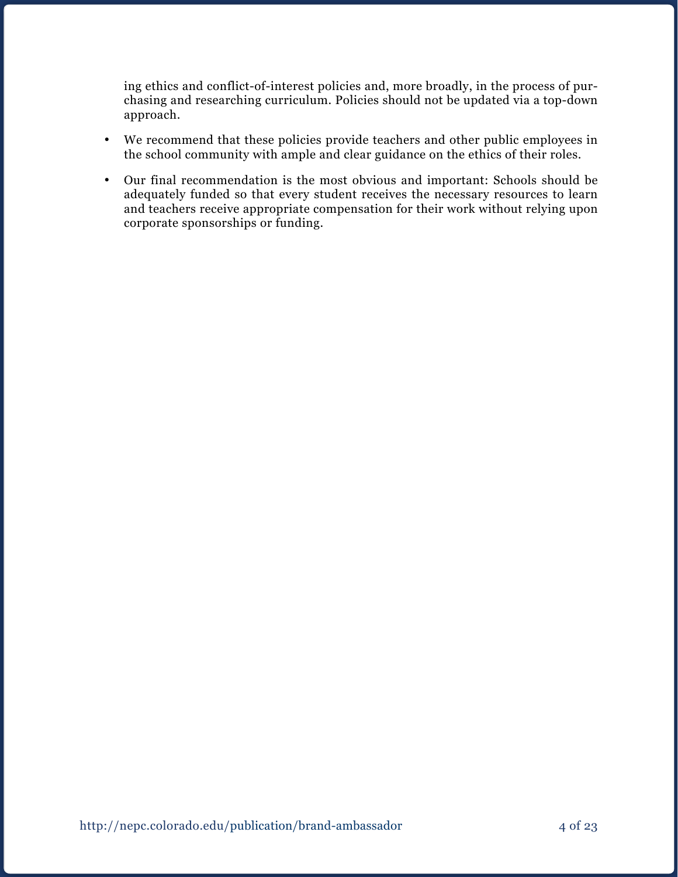ing ethics and conflict-of-interest policies and, more broadly, in the process of purchasing and researching curriculum. Policies should not be updated via a top-down approach.

- We recommend that these policies provide teachers and other public employees in the school community with ample and clear guidance on the ethics of their roles.
- Our final recommendation is the most obvious and important: Schools should be adequately funded so that every student receives the necessary resources to learn and teachers receive appropriate compensation for their work without relying upon corporate sponsorships or funding.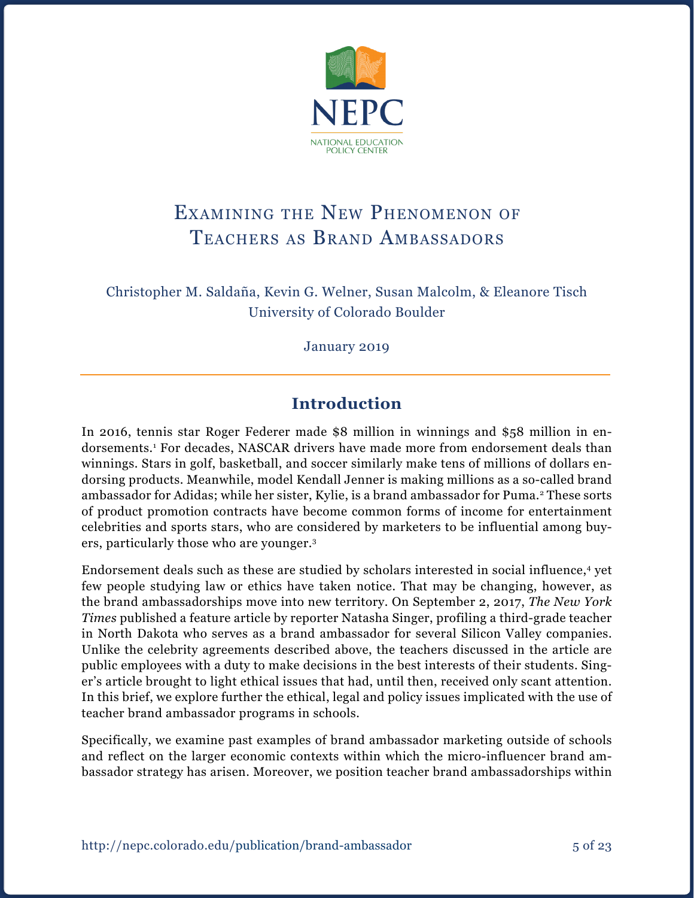NEPC

NATIONAL EDUCATION POLICY CENTER

# Examining the New Phenomenon of Teachers as Brand Ambassadors

Christopher M. Saldaña, Kevin G. Welner, Susan Malcolm, & Eleanore Tisch
University of Colorado Boulder

January 2019

## Introduction

In 2016, tennis star Roger Federer made $8 million in winnings and $58 million in endorsements.[1] For decades, NASCAR drivers have made more from endorsement deals than winnings. Stars in golf, basketball, and soccer similarly make tens of millions of dollars endorsing products. Meanwhile, model Kendall Jenner is making millions as a so-called brand ambassador for Adidas; while her sister, Kylie, is a brand ambassador for Puma.[2] These sorts of product promotion contracts have become common forms of income for entertainment celebrities and sports stars, who are considered by marketers to be influential among buyers, particularly those who are younger.[3]

Endorsement deals such as these are studied by scholars interested in social influence,[4] yet few people studying law or ethics have taken notice. That may be changing, however, as the brand ambassadorships move into new territory. On September 2, 2017, *The New York Times* published a feature article by reporter Natasha Singer, profiling a third-grade teacher in North Dakota who serves as a brand ambassador for several Silicon Valley companies. Unlike the celebrity agreements described above, the teachers discussed in the article are public employees with a duty to make decisions in the best interests of their students. Singer's article brought to light ethical issues that had, until then, received only scant attention. In this brief, we explore further the ethical, legal and policy issues implicated with the use of teacher brand ambassador programs in schools.

Specifically, we examine past examples of brand ambassador marketing outside of schools and reflect on the larger economic contexts within which the micro-influencer brand ambassador strategy has arisen. Moreover, we position teacher brand ambassadorships within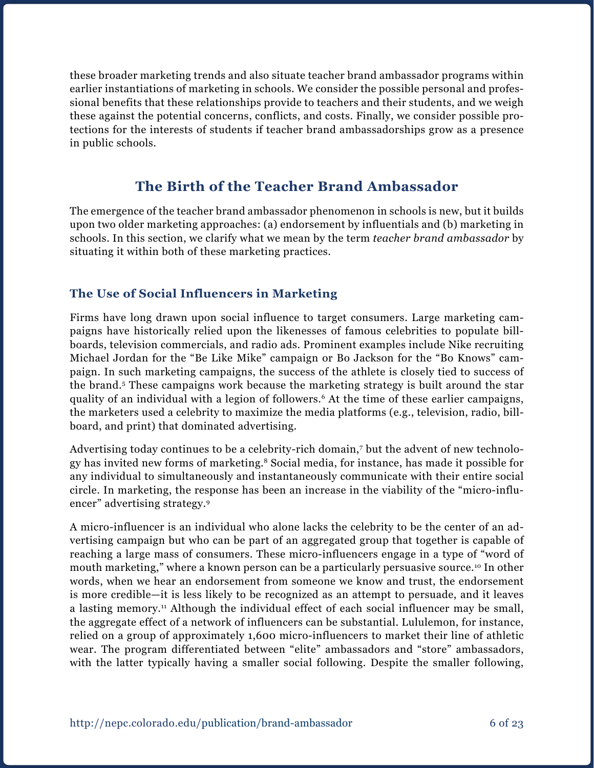these broader marketing trends and also situate teacher brand ambassador programs within earlier instantiations of marketing in schools. We consider the possible personal and professional benefits that these relationships provide to teachers and their students, and we weigh these against the potential concerns, conflicts, and costs. Finally, we consider possible protections for the interests of students if teacher brand ambassadorships grow as a presence in public schools.

## The Birth of the Teacher Brand Ambassador

The emergence of the teacher brand ambassador phenomenon in schools is new, but it builds upon two older marketing approaches: (a) endorsement by influentials and (b) marketing in schools. In this section, we clarify what we mean by the term *teacher brand ambassador* by situating it within both of these marketing practices.

### The Use of Social Influencers in Marketing

Firms have long drawn upon social influence to target consumers. Large marketing campaigns have historically relied upon the likenesses of famous celebrities to populate billboards, television commercials, and radio ads. Prominent examples include Nike recruiting Michael Jordan for the "Be Like Mike" campaign or Bo Jackson for the "Bo Knows" campaign. In such marketing campaigns, the success of the athlete is closely tied to success of the brand.[5] These campaigns work because the marketing strategy is built around the star quality of an individual with a legion of followers.[6] At the time of these earlier campaigns, the marketers used a celebrity to maximize the media platforms (e.g., television, radio, billboard, and print) that dominated advertising.

Advertising today continues to be a celebrity-rich domain,[7] but the advent of new technology has invited new forms of marketing.[8] Social media, for instance, has made it possible for any individual to simultaneously and instantaneously communicate with their entire social circle. In marketing, the response has been an increase in the viability of the "micro-influencer" advertising strategy.[9]

A micro-influencer is an individual who alone lacks the celebrity to be the center of an advertising campaign but who can be part of an aggregated group that together is capable of reaching a large mass of consumers. These micro-influencers engage in a type of "word of mouth marketing," where a known person can be a particularly persuasive source.[10] In other words, when we hear an endorsement from someone we know and trust, the endorsement is more credible—it is less likely to be recognized as an attempt to persuade, and it leaves a lasting memory.[11] Although the individual effect of each social influencer may be small, the aggregate effect of a network of influencers can be substantial. Lululemon, for instance, relied on a group of approximately 1,600 micro-influencers to market their line of athletic wear. The program differentiated between "elite" ambassadors and "store" ambassadors, with the latter typically having a smaller social following. Despite the smaller following,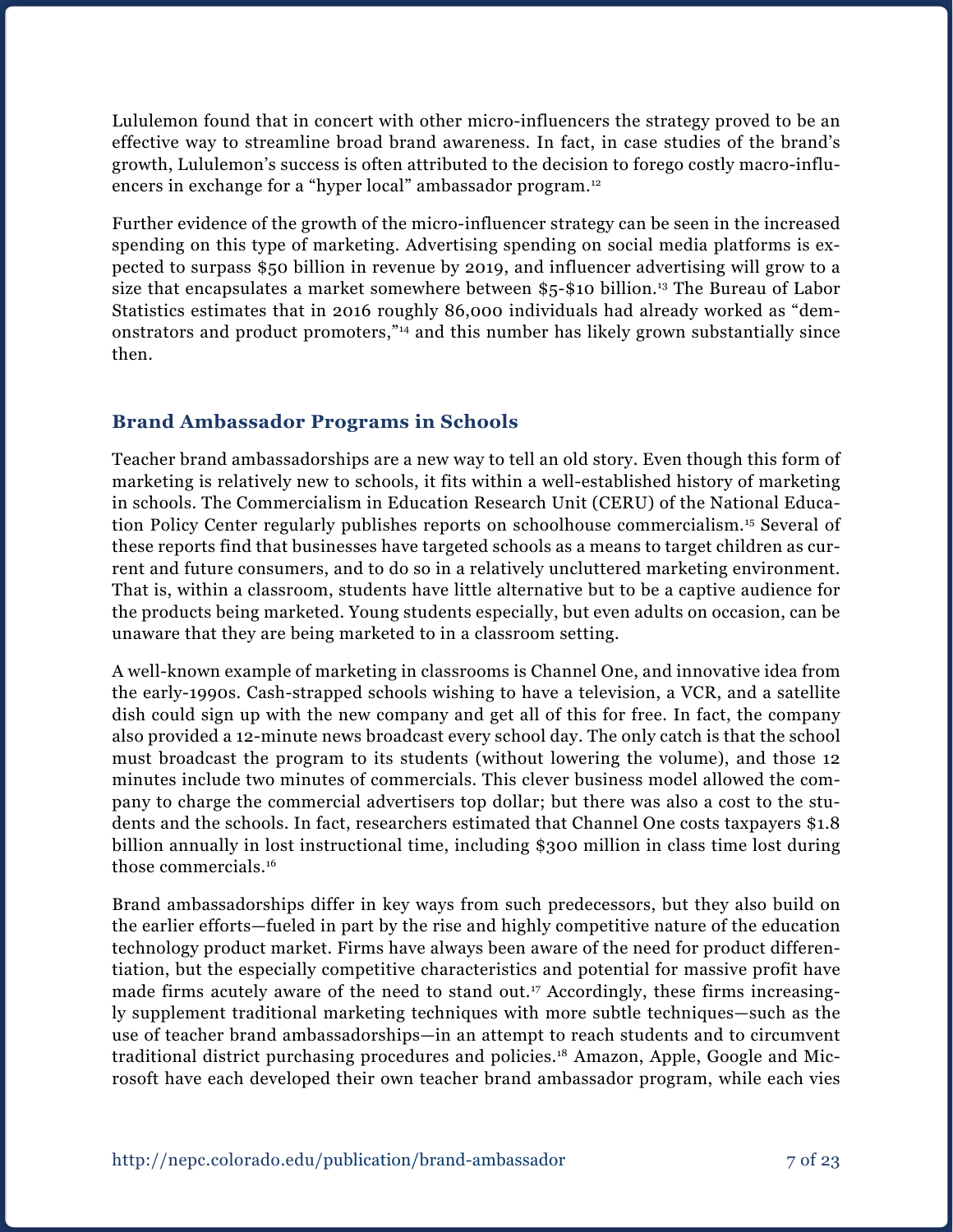Lululemon found that in concert with other micro-influencers the strategy proved to be an effective way to streamline broad brand awareness. In fact, in case studies of the brand's growth, Lululemon's success is often attributed to the decision to forego costly macro-influencers in exchange for a "hyper local" ambassador program.[12]

Further evidence of the growth of the micro-influencer strategy can be seen in the increased spending on this type of marketing. Advertising spending on social media platforms is expected to surpass $50 billion in revenue by 2019, and influencer advertising will grow to a size that encapsulates a market somewhere between $5-$10 billion.[13] The Bureau of Labor Statistics estimates that in 2016 roughly 86,000 individuals had already worked as "demonstrators and product promoters,"[14] and this number has likely grown substantially since then.

## Brand Ambassador Programs in Schools

Teacher brand ambassadorships are a new way to tell an old story. Even though this form of marketing is relatively new to schools, it fits within a well-established history of marketing in schools. The Commercialism in Education Research Unit (CERU) of the National Education Policy Center regularly publishes reports on schoolhouse commercialism.[15] Several of these reports find that businesses have targeted schools as a means to target children as current and future consumers, and to do so in a relatively uncluttered marketing environment. That is, within a classroom, students have little alternative but to be a captive audience for the products being marketed. Young students especially, but even adults on occasion, can be unaware that they are being marketed to in a classroom setting.

A well-known example of marketing in classrooms is Channel One, and innovative idea from the early-1990s. Cash-strapped schools wishing to have a television, a VCR, and a satellite dish could sign up with the new company and get all of this for free. In fact, the company also provided a 12-minute news broadcast every school day. The only catch is that the school must broadcast the program to its students (without lowering the volume), and those 12 minutes include two minutes of commercials. This clever business model allowed the company to charge the commercial advertisers top dollar; but there was also a cost to the students and the schools. In fact, researchers estimated that Channel One costs taxpayers $1.8 billion annually in lost instructional time, including $300 million in class time lost during those commercials.[16]

Brand ambassadorships differ in key ways from such predecessors, but they also build on the earlier efforts—fueled in part by the rise and highly competitive nature of the education technology product market. Firms have always been aware of the need for product differentiation, but the especially competitive characteristics and potential for massive profit have made firms acutely aware of the need to stand out.[17] Accordingly, these firms increasingly supplement traditional marketing techniques with more subtle techniques—such as the use of teacher brand ambassadorships—in an attempt to reach students and to circumvent traditional district purchasing procedures and policies.[18] Amazon, Apple, Google and Microsoft have each developed their own teacher brand ambassador program, while each vies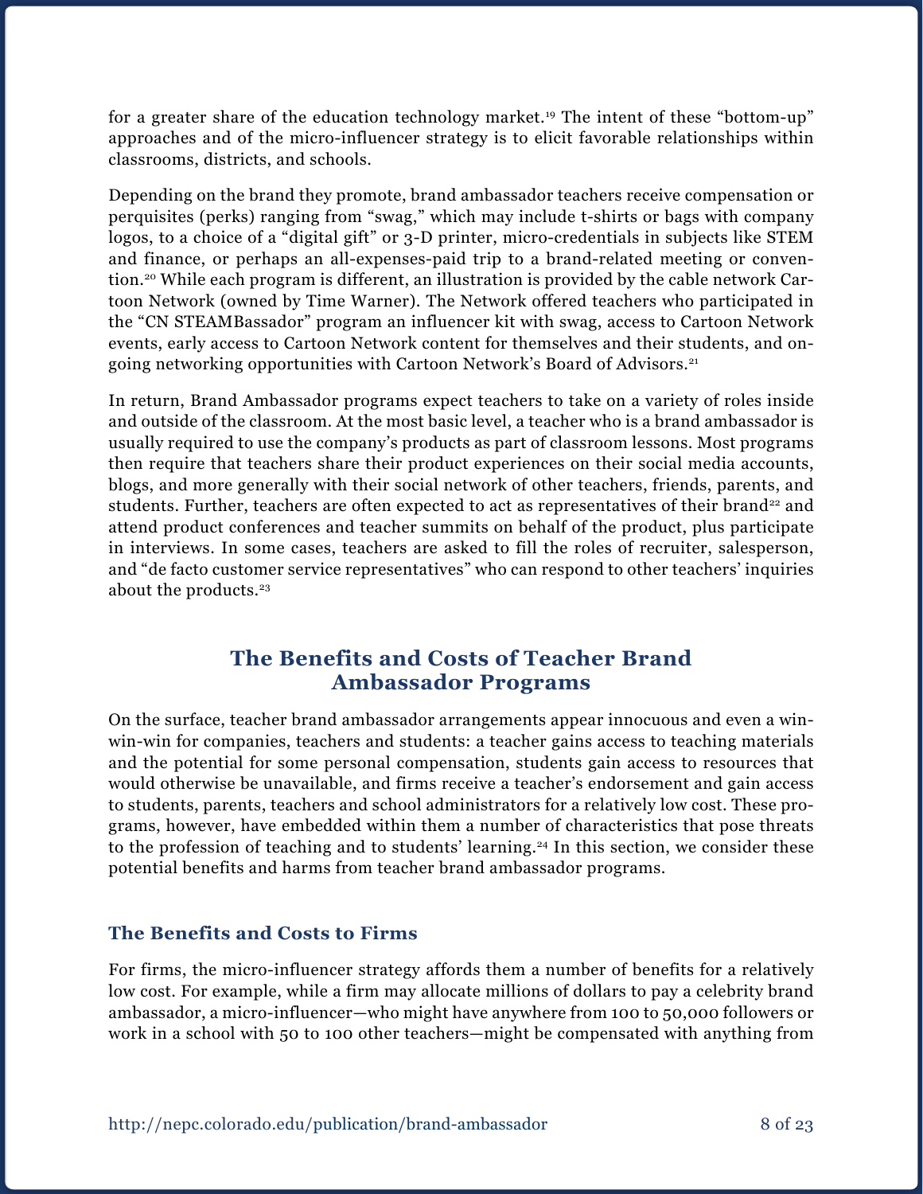for a greater share of the education technology market.[19] The intent of these "bottom-up" approaches and of the micro-influencer strategy is to elicit favorable relationships within classrooms, districts, and schools.

Depending on the brand they promote, brand ambassador teachers receive compensation or perquisites (perks) ranging from "swag," which may include t-shirts or bags with company logos, to a choice of a "digital gift" or 3-D printer, micro-credentials in subjects like STEM and finance, or perhaps an all-expenses-paid trip to a brand-related meeting or convention.[20] While each program is different, an illustration is provided by the cable network Cartoon Network (owned by Time Warner). The Network offered teachers who participated in the "CN STEAMBassador" program an influencer kit with swag, access to Cartoon Network events, early access to Cartoon Network content for themselves and their students, and ongoing networking opportunities with Cartoon Network's Board of Advisors.[21]

In return, Brand Ambassador programs expect teachers to take on a variety of roles inside and outside of the classroom. At the most basic level, a teacher who is a brand ambassador is usually required to use the company's products as part of classroom lessons. Most programs then require that teachers share their product experiences on their social media accounts, blogs, and more generally with their social network of other teachers, friends, parents, and students. Further, teachers are often expected to act as representatives of their brand[22] and attend product conferences and teacher summits on behalf of the product, plus participate in interviews. In some cases, teachers are asked to fill the roles of recruiter, salesperson, and "de facto customer service representatives" who can respond to other teachers' inquiries about the products.[23]

## The Benefits and Costs of Teacher Brand Ambassador Programs

On the surface, teacher brand ambassador arrangements appear innocuous and even a win-win-win for companies, teachers and students: a teacher gains access to teaching materials and the potential for some personal compensation, students gain access to resources that would otherwise be unavailable, and firms receive a teacher's endorsement and gain access to students, parents, teachers and school administrators for a relatively low cost. These programs, however, have embedded within them a number of characteristics that pose threats to the profession of teaching and to students' learning.[24] In this section, we consider these potential benefits and harms from teacher brand ambassador programs.

### The Benefits and Costs to Firms

For firms, the micro-influencer strategy affords them a number of benefits for a relatively low cost. For example, while a firm may allocate millions of dollars to pay a celebrity brand ambassador, a micro-influencer—who might have anywhere from 100 to 50,000 followers or work in a school with 50 to 100 other teachers—might be compensated with anything from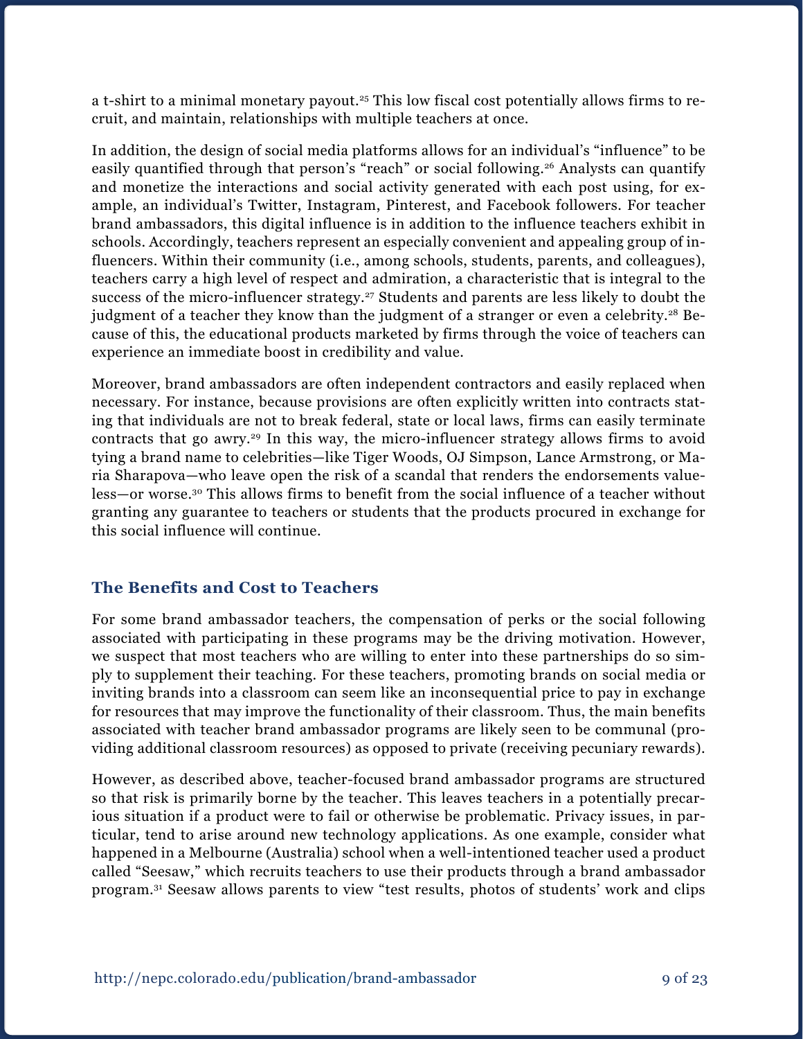a t-shirt to a minimal monetary payout.[25] This low fiscal cost potentially allows firms to recruit, and maintain, relationships with multiple teachers at once.

In addition, the design of social media platforms allows for an individual's "influence" to be easily quantified through that person's "reach" or social following.[26] Analysts can quantify and monetize the interactions and social activity generated with each post using, for example, an individual's Twitter, Instagram, Pinterest, and Facebook followers. For teacher brand ambassadors, this digital influence is in addition to the influence teachers exhibit in schools. Accordingly, teachers represent an especially convenient and appealing group of influencers. Within their community (i.e., among schools, students, parents, and colleagues), teachers carry a high level of respect and admiration, a characteristic that is integral to the success of the micro-influencer strategy.[27] Students and parents are less likely to doubt the judgment of a teacher they know than the judgment of a stranger or even a celebrity.[28] Because of this, the educational products marketed by firms through the voice of teachers can experience an immediate boost in credibility and value.

Moreover, brand ambassadors are often independent contractors and easily replaced when necessary. For instance, because provisions are often explicitly written into contracts stating that individuals are not to break federal, state or local laws, firms can easily terminate contracts that go awry.[29] In this way, the micro-influencer strategy allows firms to avoid tying a brand name to celebrities—like Tiger Woods, OJ Simpson, Lance Armstrong, or Maria Sharapova—who leave open the risk of a scandal that renders the endorsements valueless—or worse.[30] This allows firms to benefit from the social influence of a teacher without granting any guarantee to teachers or students that the products procured in exchange for this social influence will continue.

## The Benefits and Cost to Teachers

For some brand ambassador teachers, the compensation of perks or the social following associated with participating in these programs may be the driving motivation. However, we suspect that most teachers who are willing to enter into these partnerships do so simply to supplement their teaching. For these teachers, promoting brands on social media or inviting brands into a classroom can seem like an inconsequential price to pay in exchange for resources that may improve the functionality of their classroom. Thus, the main benefits associated with teacher brand ambassador programs are likely seen to be communal (providing additional classroom resources) as opposed to private (receiving pecuniary rewards).

However, as described above, teacher-focused brand ambassador programs are structured so that risk is primarily borne by the teacher. This leaves teachers in a potentially precarious situation if a product were to fail or otherwise be problematic. Privacy issues, in particular, tend to arise around new technology applications. As one example, consider what happened in a Melbourne (Australia) school when a well-intentioned teacher used a product called "Seesaw," which recruits teachers to use their products through a brand ambassador program.[31] Seesaw allows parents to view "test results, photos of students' work and clips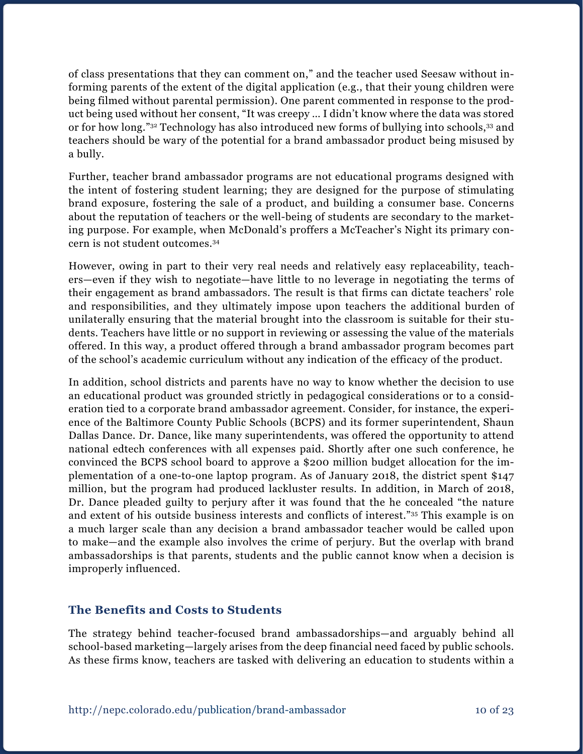of class presentations that they can comment on," and the teacher used Seesaw without informing parents of the extent of the digital application (e.g., that their young children were being filmed without parental permission). One parent commented in response to the product being used without her consent, "It was creepy … I didn't know where the data was stored or for how long."[32] Technology has also introduced new forms of bullying into schools,[33] and teachers should be wary of the potential for a brand ambassador product being misused by a bully.

Further, teacher brand ambassador programs are not educational programs designed with the intent of fostering student learning; they are designed for the purpose of stimulating brand exposure, fostering the sale of a product, and building a consumer base. Concerns about the reputation of teachers or the well-being of students are secondary to the marketing purpose. For example, when McDonald's proffers a McTeacher's Night its primary concern is not student outcomes.[34]

However, owing in part to their very real needs and relatively easy replaceability, teachers—even if they wish to negotiate—have little to no leverage in negotiating the terms of their engagement as brand ambassadors. The result is that firms can dictate teachers' role and responsibilities, and they ultimately impose upon teachers the additional burden of unilaterally ensuring that the material brought into the classroom is suitable for their students. Teachers have little or no support in reviewing or assessing the value of the materials offered. In this way, a product offered through a brand ambassador program becomes part of the school's academic curriculum without any indication of the efficacy of the product.

In addition, school districts and parents have no way to know whether the decision to use an educational product was grounded strictly in pedagogical considerations or to a consideration tied to a corporate brand ambassador agreement. Consider, for instance, the experience of the Baltimore County Public Schools (BCPS) and its former superintendent, Shaun Dallas Dance. Dr. Dance, like many superintendents, was offered the opportunity to attend national edtech conferences with all expenses paid. Shortly after one such conference, he convinced the BCPS school board to approve a $200 million budget allocation for the implementation of a one-to-one laptop program. As of January 2018, the district spent $147 million, but the program had produced lackluster results. In addition, in March of 2018, Dr. Dance pleaded guilty to perjury after it was found that the he concealed "the nature and extent of his outside business interests and conflicts of interest."[35] This example is on a much larger scale than any decision a brand ambassador teacher would be called upon to make—and the example also involves the crime of perjury. But the overlap with brand ambassadorships is that parents, students and the public cannot know when a decision is improperly influenced.

### The Benefits and Costs to Students

The strategy behind teacher-focused brand ambassadorships—and arguably behind all school-based marketing—largely arises from the deep financial need faced by public schools. As these firms know, teachers are tasked with delivering an education to students within a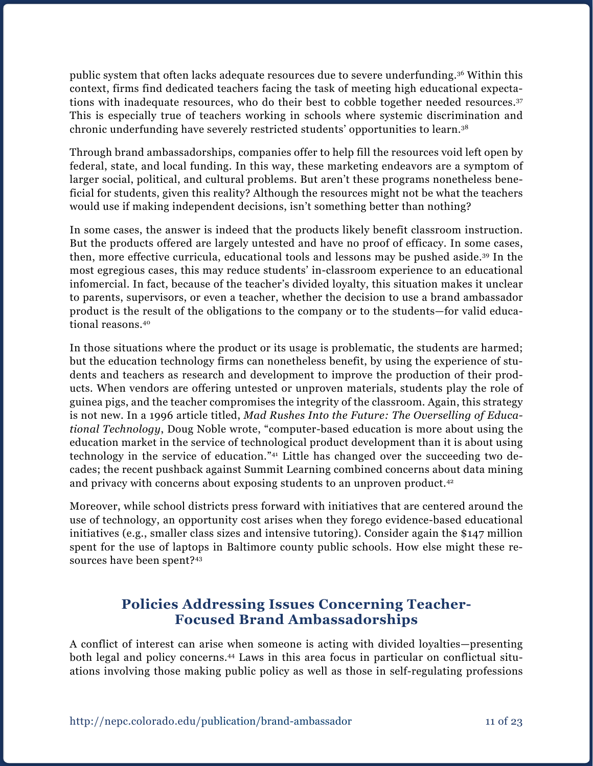public system that often lacks adequate resources due to severe underfunding.[36] Within this context, firms find dedicated teachers facing the task of meeting high educational expectations with inadequate resources, who do their best to cobble together needed resources.[37] This is especially true of teachers working in schools where systemic discrimination and chronic underfunding have severely restricted students' opportunities to learn.[38]

Through brand ambassadorships, companies offer to help fill the resources void left open by federal, state, and local funding. In this way, these marketing endeavors are a symptom of larger social, political, and cultural problems. But aren't these programs nonetheless beneficial for students, given this reality? Although the resources might not be what the teachers would use if making independent decisions, isn't something better than nothing?

In some cases, the answer is indeed that the products likely benefit classroom instruction. But the products offered are largely untested and have no proof of efficacy. In some cases, then, more effective curricula, educational tools and lessons may be pushed aside.[39] In the most egregious cases, this may reduce students' in-classroom experience to an educational infomercial. In fact, because of the teacher's divided loyalty, this situation makes it unclear to parents, supervisors, or even a teacher, whether the decision to use a brand ambassador product is the result of the obligations to the company or to the students—for valid educational reasons.[40]

In those situations where the product or its usage is problematic, the students are harmed; but the education technology firms can nonetheless benefit, by using the experience of students and teachers as research and development to improve the production of their products. When vendors are offering untested or unproven materials, students play the role of guinea pigs, and the teacher compromises the integrity of the classroom. Again, this strategy is not new. In a 1996 article titled, *Mad Rushes Into the Future: The Overselling of Educational Technology*, Doug Noble wrote, "computer-based education is more about using the education market in the service of technological product development than it is about using technology in the service of education."[41] Little has changed over the succeeding two decades; the recent pushback against Summit Learning combined concerns about data mining and privacy with concerns about exposing students to an unproven product.[42]

Moreover, while school districts press forward with initiatives that are centered around the use of technology, an opportunity cost arises when they forego evidence-based educational initiatives (e.g., smaller class sizes and intensive tutoring). Consider again the $147 million spent for the use of laptops in Baltimore county public schools. How else might these resources have been spent?[43]

## Policies Addressing Issues Concerning Teacher-Focused Brand Ambassadorships

A conflict of interest can arise when someone is acting with divided loyalties—presenting both legal and policy concerns.[44] Laws in this area focus in particular on conflictual situations involving those making public policy as well as those in self-regulating professions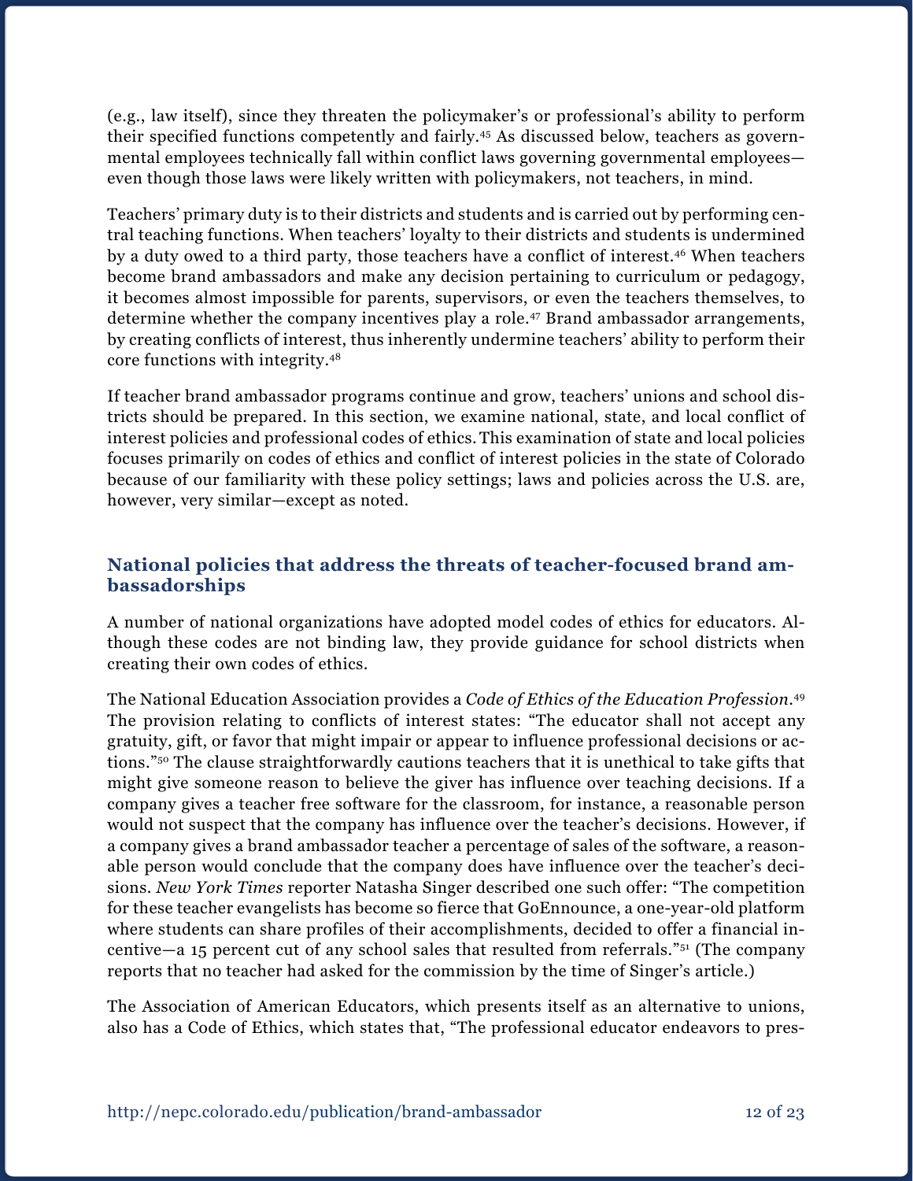(e.g., law itself), since they threaten the policymaker's or professional's ability to perform their specified functions competently and fairly.[45] As discussed below, teachers as governmental employees technically fall within conflict laws governing governmental employees—even though those laws were likely written with policymakers, not teachers, in mind.

Teachers' primary duty is to their districts and students and is carried out by performing central teaching functions. When teachers' loyalty to their districts and students is undermined by a duty owed to a third party, those teachers have a conflict of interest.[46] When teachers become brand ambassadors and make any decision pertaining to curriculum or pedagogy, it becomes almost impossible for parents, supervisors, or even the teachers themselves, to determine whether the company incentives play a role.[47] Brand ambassador arrangements, by creating conflicts of interest, thus inherently undermine teachers' ability to perform their core functions with integrity.[48]

If teacher brand ambassador programs continue and grow, teachers' unions and school districts should be prepared. In this section, we examine national, state, and local conflict of interest policies and professional codes of ethics. This examination of state and local policies focuses primarily on codes of ethics and conflict of interest policies in the state of Colorado because of our familiarity with these policy settings; laws and policies across the U.S. are, however, very similar—except as noted.

## National policies that address the threats of teacher-focused brand ambassadorships

A number of national organizations have adopted model codes of ethics for educators. Although these codes are not binding law, they provide guidance for school districts when creating their own codes of ethics.

The National Education Association provides a *Code of Ethics of the Education Profession*.[49] The provision relating to conflicts of interest states: "The educator shall not accept any gratuity, gift, or favor that might impair or appear to influence professional decisions or actions."[50] The clause straightforwardly cautions teachers that it is unethical to take gifts that might give someone reason to believe the giver has influence over teaching decisions. If a company gives a teacher free software for the classroom, for instance, a reasonable person would not suspect that the company has influence over the teacher's decisions. However, if a company gives a brand ambassador teacher a percentage of sales of the software, a reasonable person would conclude that the company does have influence over the teacher's decisions. *New York Times* reporter Natasha Singer described one such offer: "The competition for these teacher evangelists has become so fierce that GoEnnounce, a one-year-old platform where students can share profiles of their accomplishments, decided to offer a financial incentive—a 15 percent cut of any school sales that resulted from referrals."[51] (The company reports that no teacher had asked for the commission by the time of Singer's article.)

The Association of American Educators, which presents itself as an alternative to unions, also has a Code of Ethics, which states that, "The professional educator endeavors to pres-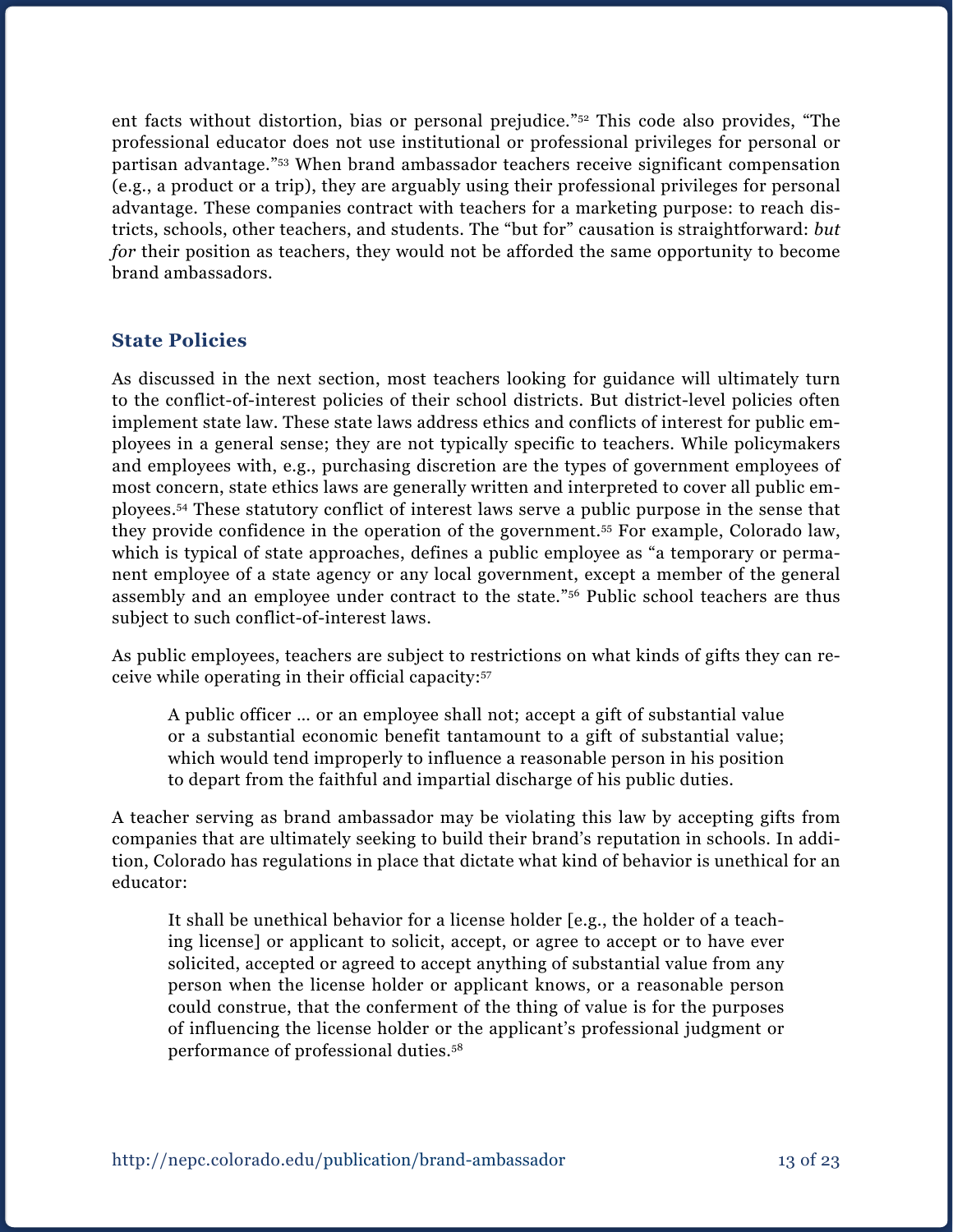ent facts without distortion, bias or personal prejudice."[52] This code also provides, "The professional educator does not use institutional or professional privileges for personal or partisan advantage."[53] When brand ambassador teachers receive significant compensation (e.g., a product or a trip), they are arguably using their professional privileges for personal advantage. These companies contract with teachers for a marketing purpose: to reach districts, schools, other teachers, and students. The "but for" causation is straightforward: *but for* their position as teachers, they would not be afforded the same opportunity to become brand ambassadors.

## State Policies

As discussed in the next section, most teachers looking for guidance will ultimately turn to the conflict-of-interest policies of their school districts. But district-level policies often implement state law. These state laws address ethics and conflicts of interest for public employees in a general sense; they are not typically specific to teachers. While policymakers and employees with, e.g., purchasing discretion are the types of government employees of most concern, state ethics laws are generally written and interpreted to cover all public employees.[54] These statutory conflict of interest laws serve a public purpose in the sense that they provide confidence in the operation of the government.[55] For example, Colorado law, which is typical of state approaches, defines a public employee as "a temporary or permanent employee of a state agency or any local government, except a member of the general assembly and an employee under contract to the state."[56] Public school teachers are thus subject to such conflict-of-interest laws.

As public employees, teachers are subject to restrictions on what kinds of gifts they can receive while operating in their official capacity:[57]

> A public officer ... or an employee shall not; accept a gift of substantial value or a substantial economic benefit tantamount to a gift of substantial value; which would tend improperly to influence a reasonable person in his position to depart from the faithful and impartial discharge of his public duties.

A teacher serving as brand ambassador may be violating this law by accepting gifts from companies that are ultimately seeking to build their brand's reputation in schools. In addition, Colorado has regulations in place that dictate what kind of behavior is unethical for an educator:

> It shall be unethical behavior for a license holder [e.g., the holder of a teaching license] or applicant to solicit, accept, or agree to accept or to have ever solicited, accepted or agreed to accept anything of substantial value from any person when the license holder or applicant knows, or a reasonable person could construe, that the conferment of the thing of value is for the purposes of influencing the license holder or the applicant's professional judgment or performance of professional duties.[58]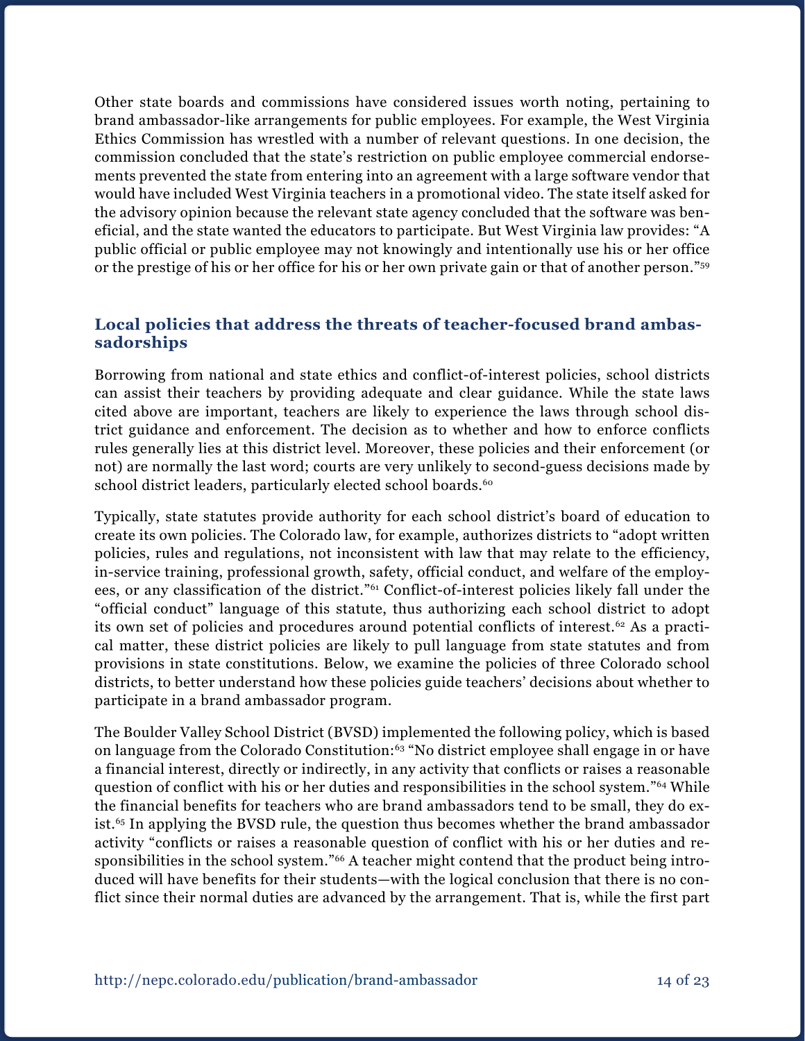Other state boards and commissions have considered issues worth noting, pertaining to brand ambassador-like arrangements for public employees. For example, the West Virginia Ethics Commission has wrestled with a number of relevant questions. In one decision, the commission concluded that the state's restriction on public employee commercial endorsements prevented the state from entering into an agreement with a large software vendor that would have included West Virginia teachers in a promotional video. The state itself asked for the advisory opinion because the relevant state agency concluded that the software was beneficial, and the state wanted the educators to participate. But West Virginia law provides: "A public official or public employee may not knowingly and intentionally use his or her office or the prestige of his or her office for his or her own private gain or that of another person."[59]

## Local policies that address the threats of teacher-focused brand ambassadorships

Borrowing from national and state ethics and conflict-of-interest policies, school districts can assist their teachers by providing adequate and clear guidance. While the state laws cited above are important, teachers are likely to experience the laws through school district guidance and enforcement. The decision as to whether and how to enforce conflicts rules generally lies at this district level. Moreover, these policies and their enforcement (or not) are normally the last word; courts are very unlikely to second-guess decisions made by school district leaders, particularly elected school boards.[60]

Typically, state statutes provide authority for each school district's board of education to create its own policies. The Colorado law, for example, authorizes districts to "adopt written policies, rules and regulations, not inconsistent with law that may relate to the efficiency, in-service training, professional growth, safety, official conduct, and welfare of the employees, or any classification of the district."[61] Conflict-of-interest policies likely fall under the "official conduct" language of this statute, thus authorizing each school district to adopt its own set of policies and procedures around potential conflicts of interest.[62] As a practical matter, these district policies are likely to pull language from state statutes and from provisions in state constitutions. Below, we examine the policies of three Colorado school districts, to better understand how these policies guide teachers' decisions about whether to participate in a brand ambassador program.

The Boulder Valley School District (BVSD) implemented the following policy, which is based on language from the Colorado Constitution:[63] "No district employee shall engage in or have a financial interest, directly or indirectly, in any activity that conflicts or raises a reasonable question of conflict with his or her duties and responsibilities in the school system."[64] While the financial benefits for teachers who are brand ambassadors tend to be small, they do exist.[65] In applying the BVSD rule, the question thus becomes whether the brand ambassador activity "conflicts or raises a reasonable question of conflict with his or her duties and responsibilities in the school system."[66] A teacher might contend that the product being introduced will have benefits for their students—with the logical conclusion that there is no conflict since their normal duties are advanced by the arrangement. That is, while the first part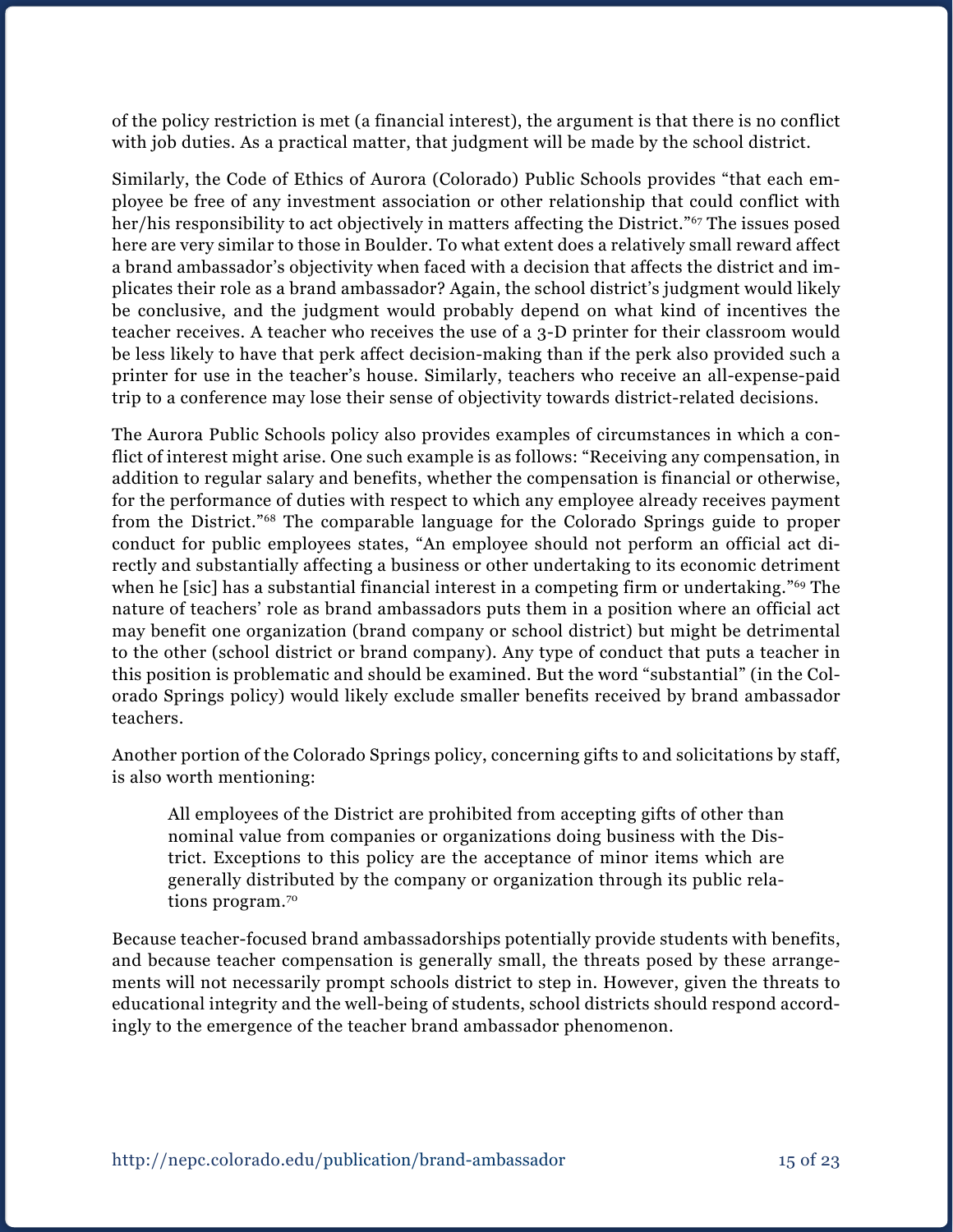of the policy restriction is met (a financial interest), the argument is that there is no conflict with job duties. As a practical matter, that judgment will be made by the school district.

Similarly, the Code of Ethics of Aurora (Colorado) Public Schools provides "that each employee be free of any investment association or other relationship that could conflict with her/his responsibility to act objectively in matters affecting the District."[67] The issues posed here are very similar to those in Boulder. To what extent does a relatively small reward affect a brand ambassador's objectivity when faced with a decision that affects the district and implicates their role as a brand ambassador? Again, the school district's judgment would likely be conclusive, and the judgment would probably depend on what kind of incentives the teacher receives. A teacher who receives the use of a 3-D printer for their classroom would be less likely to have that perk affect decision-making than if the perk also provided such a printer for use in the teacher's house. Similarly, teachers who receive an all-expense-paid trip to a conference may lose their sense of objectivity towards district-related decisions.

The Aurora Public Schools policy also provides examples of circumstances in which a conflict of interest might arise. One such example is as follows: "Receiving any compensation, in addition to regular salary and benefits, whether the compensation is financial or otherwise, for the performance of duties with respect to which any employee already receives payment from the District."[68] The comparable language for the Colorado Springs guide to proper conduct for public employees states, "An employee should not perform an official act directly and substantially affecting a business or other undertaking to its economic detriment when he [sic] has a substantial financial interest in a competing firm or undertaking."[69] The nature of teachers' role as brand ambassadors puts them in a position where an official act may benefit one organization (brand company or school district) but might be detrimental to the other (school district or brand company). Any type of conduct that puts a teacher in this position is problematic and should be examined. But the word "substantial" (in the Colorado Springs policy) would likely exclude smaller benefits received by brand ambassador teachers.

Another portion of the Colorado Springs policy, concerning gifts to and solicitations by staff, is also worth mentioning:

> All employees of the District are prohibited from accepting gifts of other than nominal value from companies or organizations doing business with the District. Exceptions to this policy are the acceptance of minor items which are generally distributed by the company or organization through its public relations program.[70]

Because teacher-focused brand ambassadorships potentially provide students with benefits, and because teacher compensation is generally small, the threats posed by these arrangements will not necessarily prompt schools district to step in. However, given the threats to educational integrity and the well-being of students, school districts should respond accordingly to the emergence of the teacher brand ambassador phenomenon.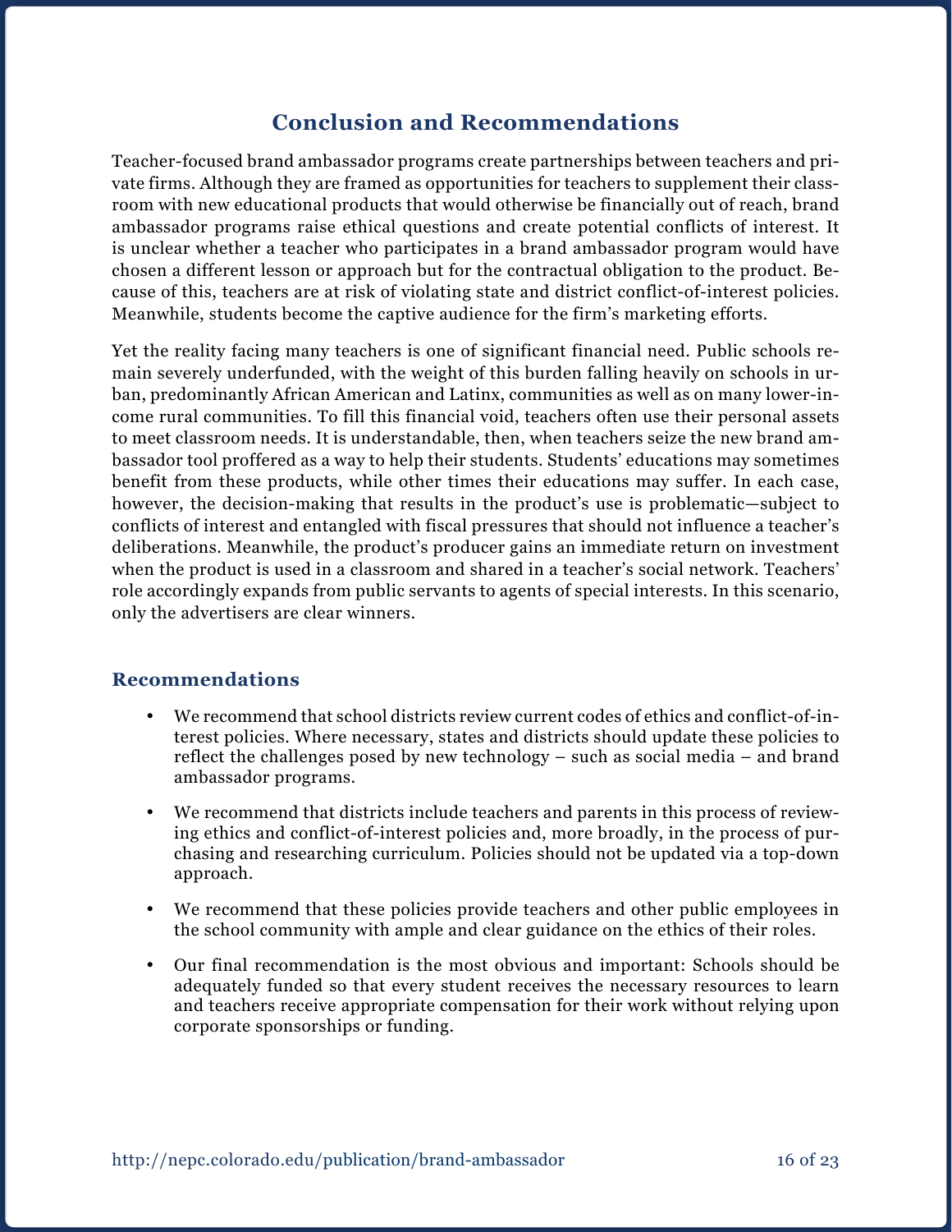## Conclusion and Recommendations

Teacher-focused brand ambassador programs create partnerships between teachers and private firms. Although they are framed as opportunities for teachers to supplement their classroom with new educational products that would otherwise be financially out of reach, brand ambassador programs raise ethical questions and create potential conflicts of interest. It is unclear whether a teacher who participates in a brand ambassador program would have chosen a different lesson or approach but for the contractual obligation to the product. Because of this, teachers are at risk of violating state and district conflict-of-interest policies. Meanwhile, students become the captive audience for the firm's marketing efforts.

Yet the reality facing many teachers is one of significant financial need. Public schools remain severely underfunded, with the weight of this burden falling heavily on schools in urban, predominantly African American and Latinx, communities as well as on many lower-income rural communities. To fill this financial void, teachers often use their personal assets to meet classroom needs. It is understandable, then, when teachers seize the new brand ambassador tool proffered as a way to help their students. Students' educations may sometimes benefit from these products, while other times their educations may suffer. In each case, however, the decision-making that results in the product's use is problematic—subject to conflicts of interest and entangled with fiscal pressures that should not influence a teacher's deliberations. Meanwhile, the product's producer gains an immediate return on investment when the product is used in a classroom and shared in a teacher's social network. Teachers' role accordingly expands from public servants to agents of special interests. In this scenario, only the advertisers are clear winners.

### Recommendations

- We recommend that school districts review current codes of ethics and conflict-of-interest policies. Where necessary, states and districts should update these policies to reflect the challenges posed by new technology – such as social media – and brand ambassador programs.
- We recommend that districts include teachers and parents in this process of reviewing ethics and conflict-of-interest policies and, more broadly, in the process of purchasing and researching curriculum. Policies should not be updated via a top-down approach.
- We recommend that these policies provide teachers and other public employees in the school community with ample and clear guidance on the ethics of their roles.
- Our final recommendation is the most obvious and important: Schools should be adequately funded so that every student receives the necessary resources to learn and teachers receive appropriate compensation for their work without relying upon corporate sponsorships or funding.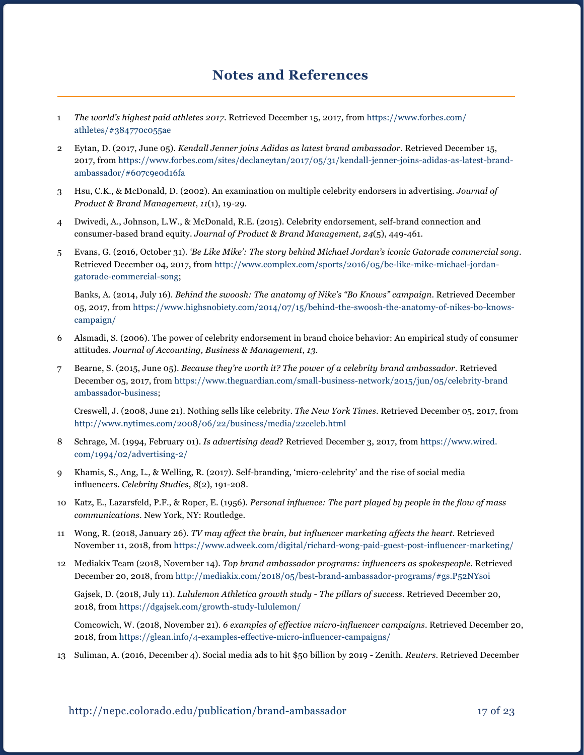# Notes and References

1 *The world's highest paid athletes 2017*. Retrieved December 15, 2017, from https://www.forbes.com/athletes/#384770c055ae

2 Eytan, D. (2017, June 05). *Kendall Jenner joins Adidas as latest brand ambassador*. Retrieved December 15, 2017, from https://www.forbes.com/sites/declaneytan/2017/05/31/kendall-jenner-joins-adidas-as-latest-brand-ambassador/#607c9e0d16fa

3 Hsu, C.K., & McDonald, D. (2002). An examination on multiple celebrity endorsers in advertising. *Journal of Product & Brand Management*, *11*(1), 19-29.

4 Dwivedi, A., Johnson, L.W., & McDonald, R.E. (2015). Celebrity endorsement, self-brand connection and consumer-based brand equity. *Journal of Product & Brand Management, 24*(5), 449-461.

5 Evans, G. (2016, October 31). *'Be Like Mike': The story behind Michael Jordan's iconic Gatorade commercial song*. Retrieved December 04, 2017, from http://www.complex.com/sports/2016/05/be-like-mike-michael-jordan-gatorade-commercial-song;

Banks, A. (2014, July 16). *Behind the swoosh: The anatomy of Nike's "Bo Knows" campaign*. Retrieved December 05, 2017, from https://www.highsnobiety.com/2014/07/15/behind-the-swoosh-the-anatomy-of-nikes-bo-knows-campaign/

6 Alsmadi, S. (2006). The power of celebrity endorsement in brand choice behavior: An empirical study of consumer attitudes. *Journal of Accounting, Business & Management*, *13*.

7 Bearne, S. (2015, June 05). *Because they're worth it? The power of a celebrity brand ambassador*. Retrieved December 05, 2017, from https://www.theguardian.com/small-business-network/2015/jun/05/celebrity-brand ambassador-business;

Creswell, J. (2008, June 21). Nothing sells like celebrity. *The New York Times*. Retrieved December 05, 2017, from http://www.nytimes.com/2008/06/22/business/media/22celeb.html

8 Schrage, M. (1994, February 01). *Is advertising dead*? Retrieved December 3, 2017, from https://www.wired.com/1994/02/advertising-2/

9 Khamis, S., Ang, L., & Welling, R. (2017). Self-branding, 'micro-celebrity' and the rise of social media influencers. *Celebrity Studies*, *8*(2), 191-208.

10 Katz, E., Lazarsfeld, P.F., & Roper, E. (1956). *Personal influence: The part played by people in the flow of mass communications*. New York, NY: Routledge.

11 Wong, R. (2018, January 26). *TV may affect the brain, but influencer marketing affects the heart*. Retrieved November 11, 2018, from https://www.adweek.com/digital/richard-wong-paid-guest-post-influencer-marketing/

12 Mediakix Team (2018, November 14). *Top brand ambassador programs: influencers as spokespeople*. Retrieved December 20, 2018, from http://mediakix.com/2018/05/best-brand-ambassador-programs/#gs.P52NYsoi

Gajsek, D. (2018, July 11). *Lululemon Athletica growth study - The pillars of success*. Retrieved December 20, 2018, from https://dgajsek.com/growth-study-lululemon/

Comcowich, W. (2018, November 21). *6 examples of effective micro-influencer campaigns*. Retrieved December 20, 2018, from https://glean.info/4-examples-effective-micro-influencer-campaigns/

13 Suliman, A. (2016, December 4). Social media ads to hit $50 billion by 2019 - Zenith. *Reuters*. Retrieved December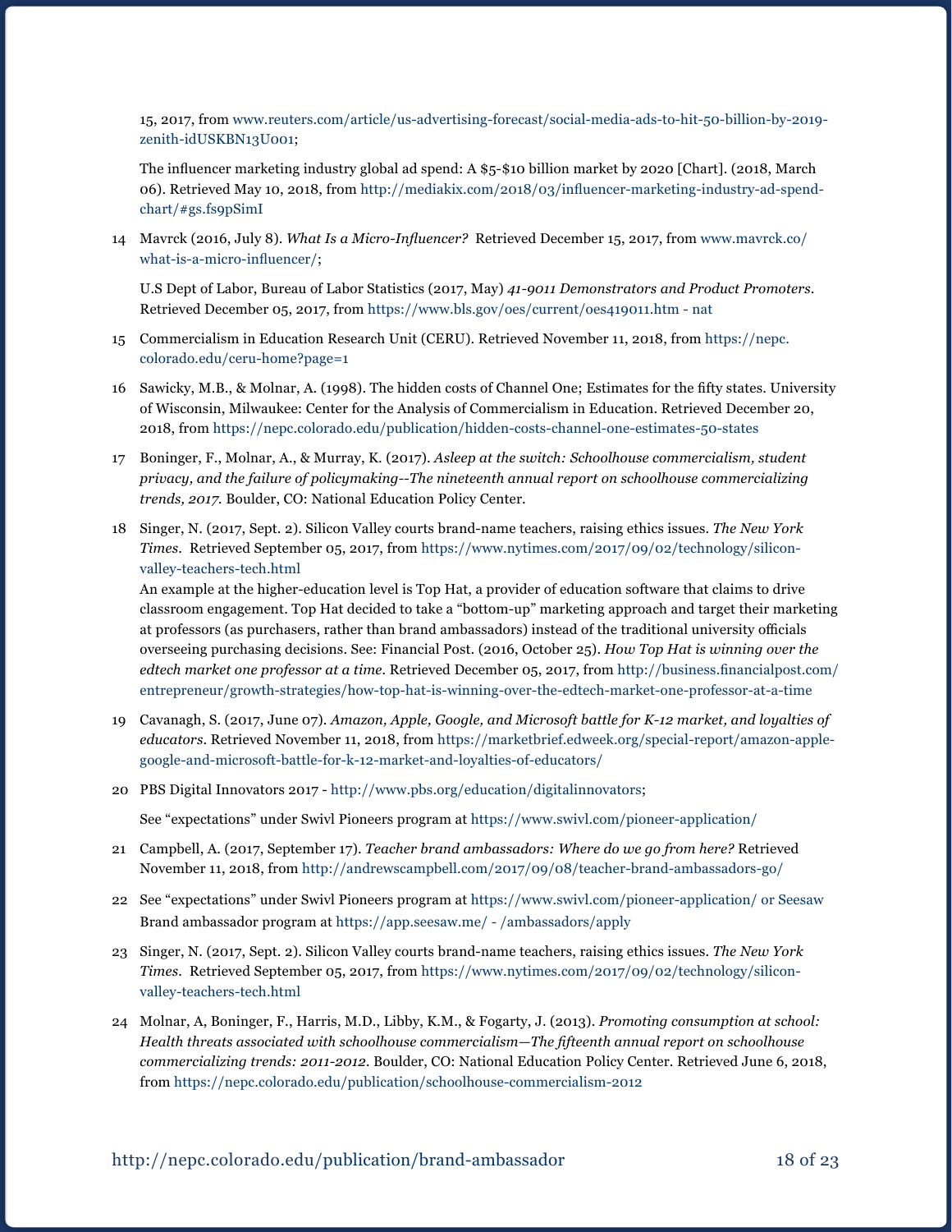15, 2017, from www.reuters.com/article/us-advertising-forecast/social-media-ads-to-hit-50-billion-by-2019-zenith-idUSKBN13U001;

The influencer marketing industry global ad spend: A $5-$10 billion market by 2020 [Chart]. (2018, March 06). Retrieved May 10, 2018, from http://mediakix.com/2018/03/influencer-marketing-industry-ad-spend-chart/#gs.fs9pSimI

14 Mavrck (2016, July 8). *What Is a Micro-Influencer?* Retrieved December 15, 2017, from www.mavrck.co/what-is-a-micro-influencer/;

U.S Dept of Labor, Bureau of Labor Statistics (2017, May) *41-9011 Demonstrators and Product Promoters*. Retrieved December 05, 2017, from https://www.bls.gov/oes/current/oes419011.htm - nat

15 Commercialism in Education Research Unit (CERU). Retrieved November 11, 2018, from https://nepc.colorado.edu/ceru-home?page=1

16 Sawicky, M.B., & Molnar, A. (1998). The hidden costs of Channel One; Estimates for the fifty states. University of Wisconsin, Milwaukee: Center for the Analysis of Commercialism in Education. Retrieved December 20, 2018, from https://nepc.colorado.edu/publication/hidden-costs-channel-one-estimates-50-states

17 Boninger, F., Molnar, A., & Murray, K. (2017). *Asleep at the switch: Schoolhouse commercialism, student privacy, and the failure of policymaking--The nineteenth annual report on schoolhouse commercializing trends, 2017.* Boulder, CO: National Education Policy Center.

18 Singer, N. (2017, Sept. 2). Silicon Valley courts brand-name teachers, raising ethics issues. *The New York Times*. Retrieved September 05, 2017, from https://www.nytimes.com/2017/09/02/technology/silicon-valley-teachers-tech.html

An example at the higher-education level is Top Hat, a provider of education software that claims to drive classroom engagement. Top Hat decided to take a "bottom-up" marketing approach and target their marketing at professors (as purchasers, rather than brand ambassadors) instead of the traditional university officials overseeing purchasing decisions. See: Financial Post. (2016, October 25). *How Top Hat is winning over the edtech market one professor at a time*. Retrieved December 05, 2017, from http://business.financialpost.com/entrepreneur/growth-strategies/how-top-hat-is-winning-over-the-edtech-market-one-professor-at-a-time

19 Cavanagh, S. (2017, June 07). *Amazon, Apple, Google, and Microsoft battle for K-12 market, and loyalties of educators*. Retrieved November 11, 2018, from https://marketbrief.edweek.org/special-report/amazon-apple-google-and-microsoft-battle-for-k-12-market-and-loyalties-of-educators/

20 PBS Digital Innovators 2017 - http://www.pbs.org/education/digitalinnovators;

See "expectations" under Swivl Pioneers program at https://www.swivl.com/pioneer-application/

21 Campbell, A. (2017, September 17). *Teacher brand ambassadors: Where do we go from here?* Retrieved November 11, 2018, from http://andrewscampbell.com/2017/09/08/teacher-brand-ambassadors-go/

22 See "expectations" under Swivl Pioneers program at https://www.swivl.com/pioneer-application/ or Seesaw Brand ambassador program at https://app.seesaw.me/ - /ambassadors/apply

23 Singer, N. (2017, Sept. 2). Silicon Valley courts brand-name teachers, raising ethics issues. *The New York Times*. Retrieved September 05, 2017, from https://www.nytimes.com/2017/09/02/technology/silicon-valley-teachers-tech.html

24 Molnar, A, Boninger, F., Harris, M.D., Libby, K.M., & Fogarty, J. (2013). *Promoting consumption at school: Health threats associated with schoolhouse commercialism—The fifteenth annual report on schoolhouse commercializing trends: 2011-2012*. Boulder, CO: National Education Policy Center. Retrieved June 6, 2018, from https://nepc.colorado.edu/publication/schoolhouse-commercialism-2012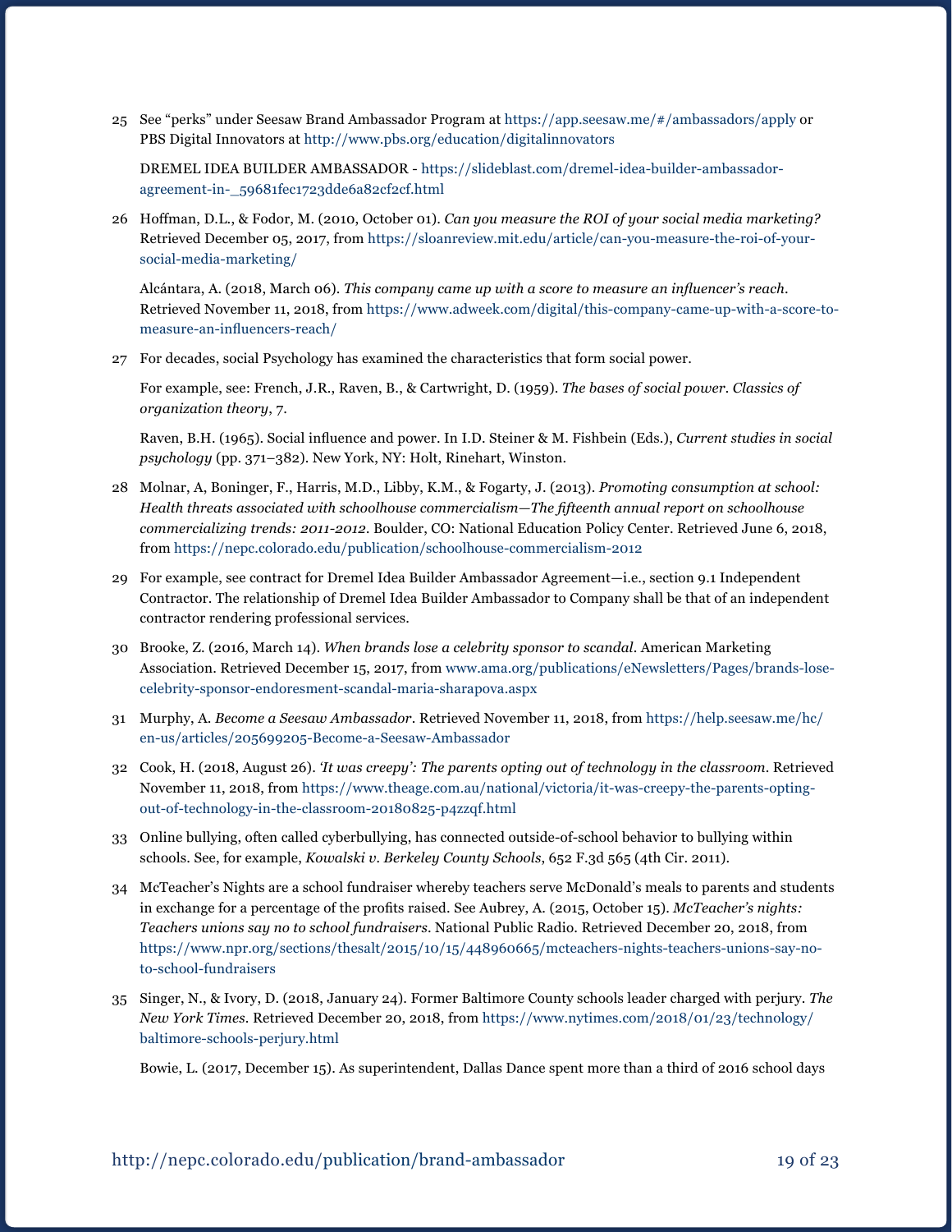25 See "perks" under Seesaw Brand Ambassador Program at https://app.seesaw.me/#/ambassadors/apply or PBS Digital Innovators at http://www.pbs.org/education/digitalinnovators

DREMEL IDEA BUILDER AMBASSADOR - https://slideblast.com/dremel-idea-builder-ambassador-agreement-in-_59681fec1723dde6a82cf2cf.html

26 Hoffman, D.L., & Fodor, M. (2010, October 01). *Can you measure the ROI of your social media marketing?* Retrieved December 05, 2017, from https://sloanreview.mit.edu/article/can-you-measure-the-roi-of-your-social-media-marketing/

Alcántara, A. (2018, March 06). *This company came up with a score to measure an influencer's reach.* Retrieved November 11, 2018, from https://www.adweek.com/digital/this-company-came-up-with-a-score-to-measure-an-influencers-reach/

27 For decades, social Psychology has examined the characteristics that form social power.

For example, see: French, J.R., Raven, B., & Cartwright, D. (1959). *The bases of social power. Classics of organization theory*, 7.

Raven, B.H. (1965). Social influence and power. In I.D. Steiner & M. Fishbein (Eds.), *Current studies in social psychology* (pp. 371–382). New York, NY: Holt, Rinehart, Winston.

28 Molnar, A, Boninger, F., Harris, M.D., Libby, K.M., & Fogarty, J. (2013). *Promoting consumption at school: Health threats associated with schoolhouse commercialism—The fifteenth annual report on schoolhouse commercializing trends: 2011-2012*. Boulder, CO: National Education Policy Center. Retrieved June 6, 2018, from https://nepc.colorado.edu/publication/schoolhouse-commercialism-2012

29 For example, see contract for Dremel Idea Builder Ambassador Agreement—i.e., section 9.1 Independent Contractor. The relationship of Dremel Idea Builder Ambassador to Company shall be that of an independent contractor rendering professional services.

30 Brooke, Z. (2016, March 14). *When brands lose a celebrity sponsor to scandal*. American Marketing Association. Retrieved December 15, 2017, from www.ama.org/publications/eNewsletters/Pages/brands-lose-celebrity-sponsor-endoresment-scandal-maria-sharapova.aspx

31 Murphy, A. *Become a Seesaw Ambassador*. Retrieved November 11, 2018, from https://help.seesaw.me/hc/en-us/articles/205699205-Become-a-Seesaw-Ambassador

32 Cook, H. (2018, August 26). *'It was creepy': The parents opting out of technology in the classroom*. Retrieved November 11, 2018, from https://www.theage.com.au/national/victoria/it-was-creepy-the-parents-opting-out-of-technology-in-the-classroom-20180825-p4zzqf.html

33 Online bullying, often called cyberbullying, has connected outside-of-school behavior to bullying within schools. See, for example, *Kowalski v. Berkeley County Schools*, 652 F.3d 565 (4th Cir. 2011).

34 McTeacher's Nights are a school fundraiser whereby teachers serve McDonald's meals to parents and students in exchange for a percentage of the profits raised. See Aubrey, A. (2015, October 15). *McTeacher's nights: Teachers unions say no to school fundraisers*. National Public Radio. Retrieved December 20, 2018, from https://www.npr.org/sections/thesalt/2015/10/15/448960665/mcteachers-nights-teachers-unions-say-no-to-school-fundraisers

35 Singer, N., & Ivory, D. (2018, January 24). Former Baltimore County schools leader charged with perjury. *The New York Times*. Retrieved December 20, 2018, from https://www.nytimes.com/2018/01/23/technology/baltimore-schools-perjury.html

Bowie, L. (2017, December 15). As superintendent, Dallas Dance spent more than a third of 2016 school days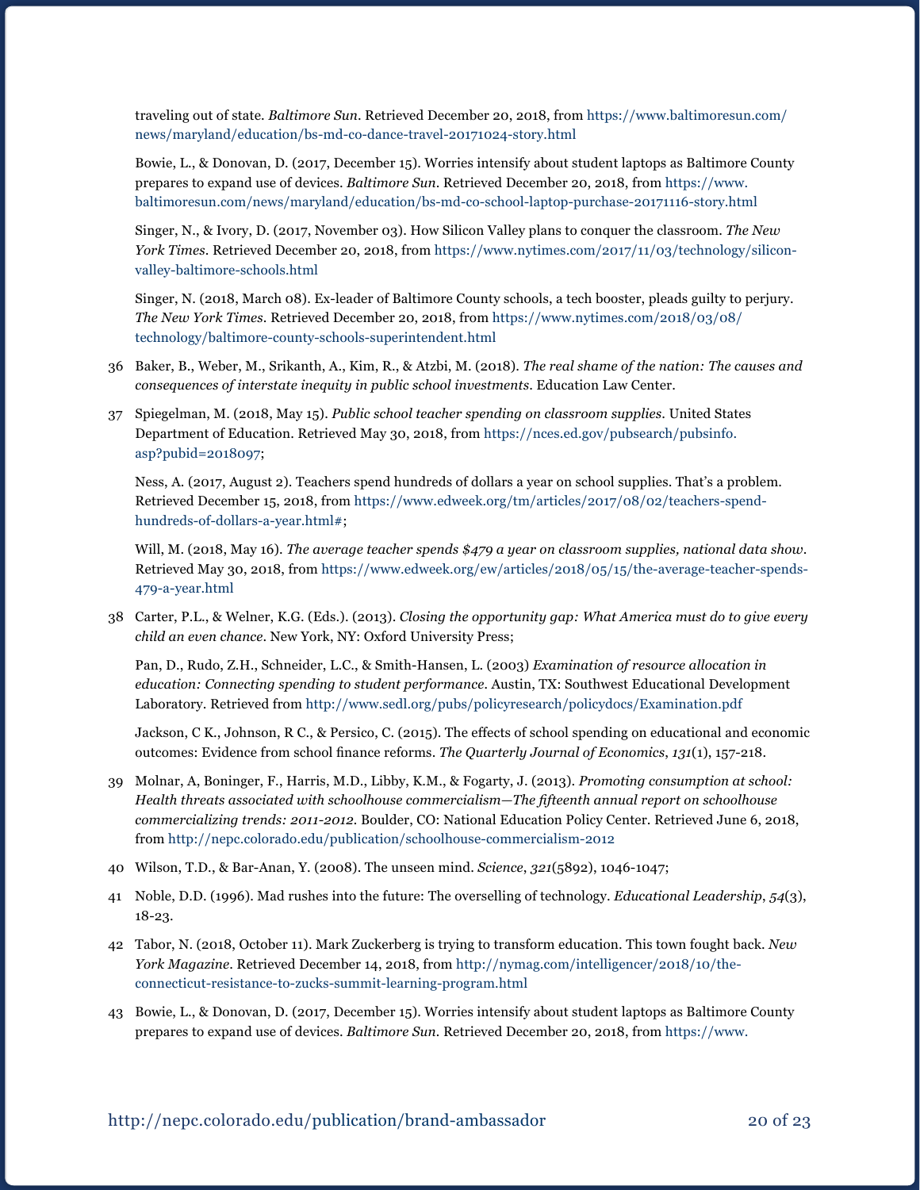traveling out of state. *Baltimore Sun*. Retrieved December 20, 2018, from https://www.baltimoresun.com/news/maryland/education/bs-md-co-dance-travel-20171024-story.html

Bowie, L., & Donovan, D. (2017, December 15). Worries intensify about student laptops as Baltimore County prepares to expand use of devices. *Baltimore Sun*. Retrieved December 20, 2018, from https://www.baltimoresun.com/news/maryland/education/bs-md-co-school-laptop-purchase-20171116-story.html

Singer, N., & Ivory, D. (2017, November 03). How Silicon Valley plans to conquer the classroom. *The New York Times*. Retrieved December 20, 2018, from https://www.nytimes.com/2017/11/03/technology/silicon-valley-baltimore-schools.html

Singer, N. (2018, March 08). Ex-leader of Baltimore County schools, a tech booster, pleads guilty to perjury. *The New York Times*. Retrieved December 20, 2018, from https://www.nytimes.com/2018/03/08/technology/baltimore-county-schools-superintendent.html

36 Baker, B., Weber, M., Srikanth, A., Kim, R., & Atzbi, M. (2018). *The real shame of the nation: The causes and consequences of interstate inequity in public school investments*. Education Law Center.

37 Spiegelman, M. (2018, May 15). *Public school teacher spending on classroom supplies*. United States Department of Education. Retrieved May 30, 2018, from https://nces.ed.gov/pubsearch/pubsinfo.asp?pubid=2018097;

Ness, A. (2017, August 2). Teachers spend hundreds of dollars a year on school supplies. That's a problem. Retrieved December 15, 2018, from https://www.edweek.org/tm/articles/2017/08/02/teachers-spend-hundreds-of-dollars-a-year.html#;

Will, M. (2018, May 16). *The average teacher spends $479 a year on classroom supplies, national data show*. Retrieved May 30, 2018, from https://www.edweek.org/ew/articles/2018/05/15/the-average-teacher-spends-479-a-year.html

38 Carter, P.L., & Welner, K.G. (Eds.). (2013). *Closing the opportunity gap: What America must do to give every child an even chance*. New York, NY: Oxford University Press;

Pan, D., Rudo, Z.H., Schneider, L.C., & Smith-Hansen, L. (2003) *Examination of resource allocation in education: Connecting spending to student performance*. Austin, TX: Southwest Educational Development Laboratory. Retrieved from http://www.sedl.org/pubs/policyresearch/policydocs/Examination.pdf

Jackson, C K., Johnson, R C., & Persico, C. (2015). The effects of school spending on educational and economic outcomes: Evidence from school finance reforms. *The Quarterly Journal of Economics*, *131*(1), 157-218.

39 Molnar, A, Boninger, F., Harris, M.D., Libby, K.M., & Fogarty, J. (2013). *Promoting consumption at school: Health threats associated with schoolhouse commercialism—The fifteenth annual report on schoolhouse commercializing trends: 2011-2012*. Boulder, CO: National Education Policy Center. Retrieved June 6, 2018, from http://nepc.colorado.edu/publication/schoolhouse-commercialism-2012

40 Wilson, T.D., & Bar-Anan, Y. (2008). The unseen mind. *Science*, *321*(5892), 1046-1047;

41 Noble, D.D. (1996). Mad rushes into the future: The overselling of technology. *Educational Leadership*, *54*(3), 18-23.

42 Tabor, N. (2018, October 11). Mark Zuckerberg is trying to transform education. This town fought back. *New York Magazine*. Retrieved December 14, 2018, from http://nymag.com/intelligencer/2018/10/the-connecticut-resistance-to-zucks-summit-learning-program.html

43 Bowie, L., & Donovan, D. (2017, December 15). Worries intensify about student laptops as Baltimore County prepares to expand use of devices. *Baltimore Sun*. Retrieved December 20, 2018, from https://www.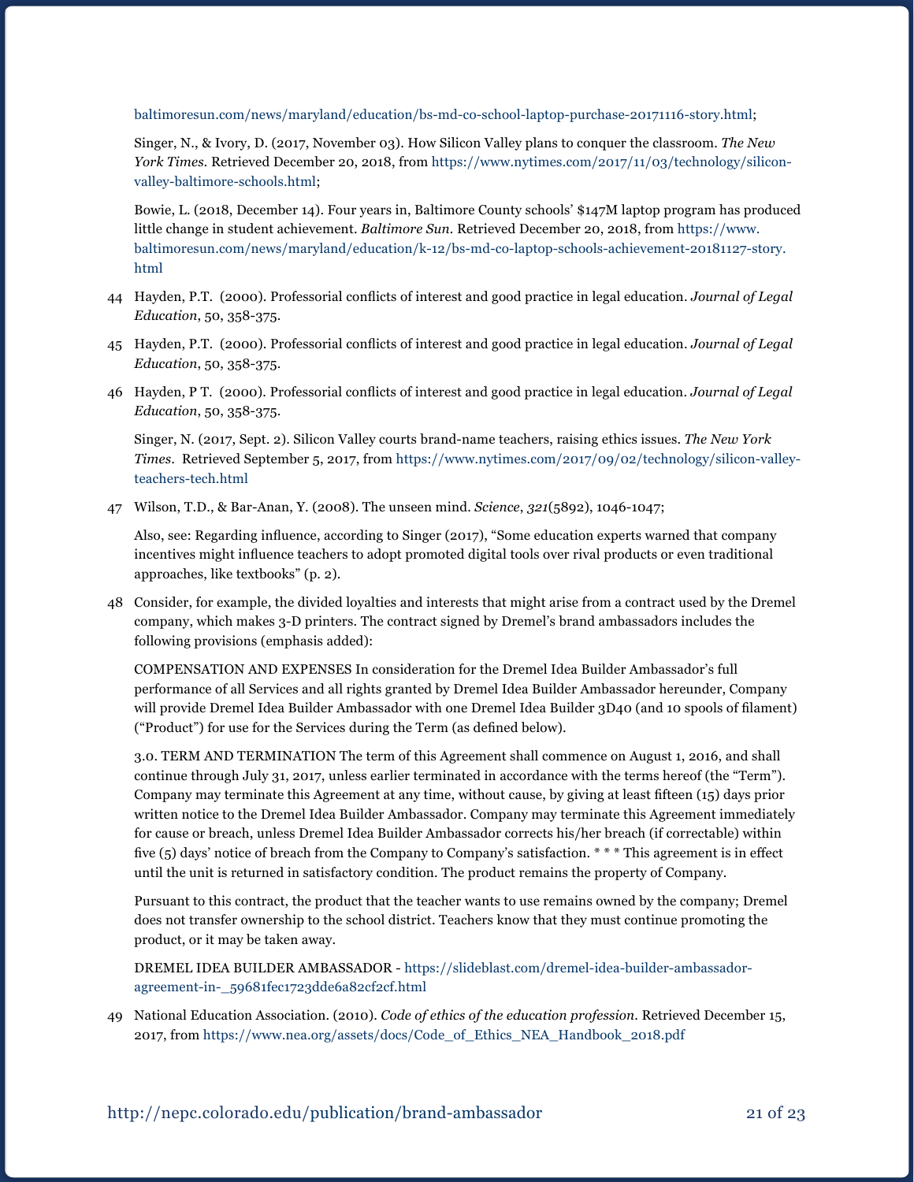baltimoresun.com/news/maryland/education/bs-md-co-school-laptop-purchase-20171116-story.html;

Singer, N., & Ivory, D. (2017, November 03). How Silicon Valley plans to conquer the classroom. *The New York Times*. Retrieved December 20, 2018, from https://www.nytimes.com/2017/11/03/technology/silicon-valley-baltimore-schools.html;

Bowie, L. (2018, December 14). Four years in, Baltimore County schools' $147M laptop program has produced little change in student achievement. *Baltimore Sun*. Retrieved December 20, 2018, from https://www.baltimoresun.com/news/maryland/education/k-12/bs-md-co-laptop-schools-achievement-20181127-story.html

44 Hayden, P.T. (2000). Professorial conflicts of interest and good practice in legal education. *Journal of Legal Education*, 50, 358-375.

45 Hayden, P.T. (2000). Professorial conflicts of interest and good practice in legal education. *Journal of Legal Education*, 50, 358-375.

46 Hayden, P T. (2000). Professorial conflicts of interest and good practice in legal education. *Journal of Legal Education*, 50, 358-375.

Singer, N. (2017, Sept. 2). Silicon Valley courts brand-name teachers, raising ethics issues. *The New York Times*. Retrieved September 5, 2017, from https://www.nytimes.com/2017/09/02/technology/silicon-valley-teachers-tech.html

47 Wilson, T.D., & Bar-Anan, Y. (2008). The unseen mind. *Science*, *321*(5892), 1046-1047;

Also, see: Regarding influence, according to Singer (2017), "Some education experts warned that company incentives might influence teachers to adopt promoted digital tools over rival products or even traditional approaches, like textbooks" (p. 2).

48 Consider, for example, the divided loyalties and interests that might arise from a contract used by the Dremel company, which makes 3-D printers. The contract signed by Dremel's brand ambassadors includes the following provisions (emphasis added):

COMPENSATION AND EXPENSES In consideration for the Dremel Idea Builder Ambassador's full performance of all Services and all rights granted by Dremel Idea Builder Ambassador hereunder, Company will provide Dremel Idea Builder Ambassador with one Dremel Idea Builder 3D40 (and 10 spools of filament) ("Product") for use for the Services during the Term (as defined below).

3.0. TERM AND TERMINATION The term of this Agreement shall commence on August 1, 2016, and shall continue through July 31, 2017, unless earlier terminated in accordance with the terms hereof (the "Term"). Company may terminate this Agreement at any time, without cause, by giving at least fifteen (15) days prior written notice to the Dremel Idea Builder Ambassador. Company may terminate this Agreement immediately for cause or breach, unless Dremel Idea Builder Ambassador corrects his/her breach (if correctable) within five (5) days' notice of breach from the Company to Company's satisfaction. * * * This agreement is in effect until the unit is returned in satisfactory condition. The product remains the property of Company.

Pursuant to this contract, the product that the teacher wants to use remains owned by the company; Dremel does not transfer ownership to the school district. Teachers know that they must continue promoting the product, or it may be taken away.

DREMEL IDEA BUILDER AMBASSADOR - https://slideblast.com/dremel-idea-builder-ambassador-agreement-in-_59681fec1723dde6a82cf2cf.html

49 National Education Association. (2010). *Code of ethics of the education profession*. Retrieved December 15, 2017, from https://www.nea.org/assets/docs/Code_of_Ethics_NEA_Handbook_2018.pdf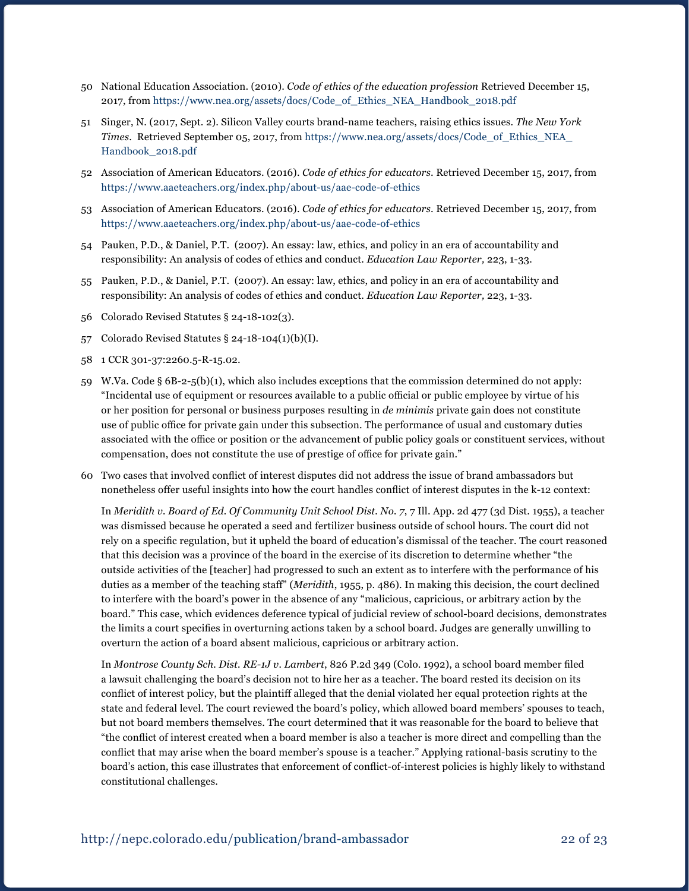50 National Education Association. (2010). *Code of ethics of the education profession* Retrieved December 15, 2017, from https://www.nea.org/assets/docs/Code_of_Ethics_NEA_Handbook_2018.pdf

51 Singer, N. (2017, Sept. 2). Silicon Valley courts brand-name teachers, raising ethics issues. *The New York Times*. Retrieved September 05, 2017, from https://www.nea.org/assets/docs/Code_of_Ethics_NEA_Handbook_2018.pdf

52 Association of American Educators. (2016). *Code of ethics for educators*. Retrieved December 15, 2017, from https://www.aaeteachers.org/index.php/about-us/aae-code-of-ethics

53 Association of American Educators. (2016). *Code of ethics for educators*. Retrieved December 15, 2017, from https://www.aaeteachers.org/index.php/about-us/aae-code-of-ethics

54 Pauken, P.D., & Daniel, P.T. (2007). An essay: law, ethics, and policy in an era of accountability and responsibility: An analysis of codes of ethics and conduct. *Education Law Reporter,* 223, 1-33.

55 Pauken, P.D., & Daniel, P.T. (2007). An essay: law, ethics, and policy in an era of accountability and responsibility: An analysis of codes of ethics and conduct. *Education Law Reporter,* 223, 1-33.

56 Colorado Revised Statutes § 24-18-102(3).

57 Colorado Revised Statutes § 24-18-104(1)(b)(I).

58 1 CCR 301-37:2260.5-R-15.02.

59 W.Va. Code § 6B-2-5(b)(1), which also includes exceptions that the commission determined do not apply: "Incidental use of equipment or resources available to a public official or public employee by virtue of his or her position for personal or business purposes resulting in *de minimis* private gain does not constitute use of public office for private gain under this subsection. The performance of usual and customary duties associated with the office or position or the advancement of public policy goals or constituent services, without compensation, does not constitute the use of prestige of office for private gain."

60 Two cases that involved conflict of interest disputes did not address the issue of brand ambassadors but nonetheless offer useful insights into how the court handles conflict of interest disputes in the k-12 context:

In *Meridith v. Board of Ed. Of Community Unit School Dist. No. 7*, 7 Ill. App. 2d 477 (3d Dist. 1955), a teacher was dismissed because he operated a seed and fertilizer business outside of school hours. The court did not rely on a specific regulation, but it upheld the board of education's dismissal of the teacher. The court reasoned that this decision was a province of the board in the exercise of its discretion to determine whether "the outside activities of the [teacher] had progressed to such an extent as to interfere with the performance of his duties as a member of the teaching staff" (*Meridith*, 1955, p. 486). In making this decision, the court declined to interfere with the board's power in the absence of any "malicious, capricious, or arbitrary action by the board." This case, which evidences deference typical of judicial review of school-board decisions, demonstrates the limits a court specifies in overturning actions taken by a school board. Judges are generally unwilling to overturn the action of a board absent malicious, capricious or arbitrary action.

In *Montrose County Sch. Dist. RE-1J v. Lambert*, 826 P.2d 349 (Colo. 1992), a school board member filed a lawsuit challenging the board's decision not to hire her as a teacher. The board rested its decision on its conflict of interest policy, but the plaintiff alleged that the denial violated her equal protection rights at the state and federal level. The court reviewed the board's policy, which allowed board members' spouses to teach, but not board members themselves. The court determined that it was reasonable for the board to believe that "the conflict of interest created when a board member is also a teacher is more direct and compelling than the conflict that may arise when the board member's spouse is a teacher." Applying rational-basis scrutiny to the board's action, this case illustrates that enforcement of conflict-of-interest policies is highly likely to withstand constitutional challenges.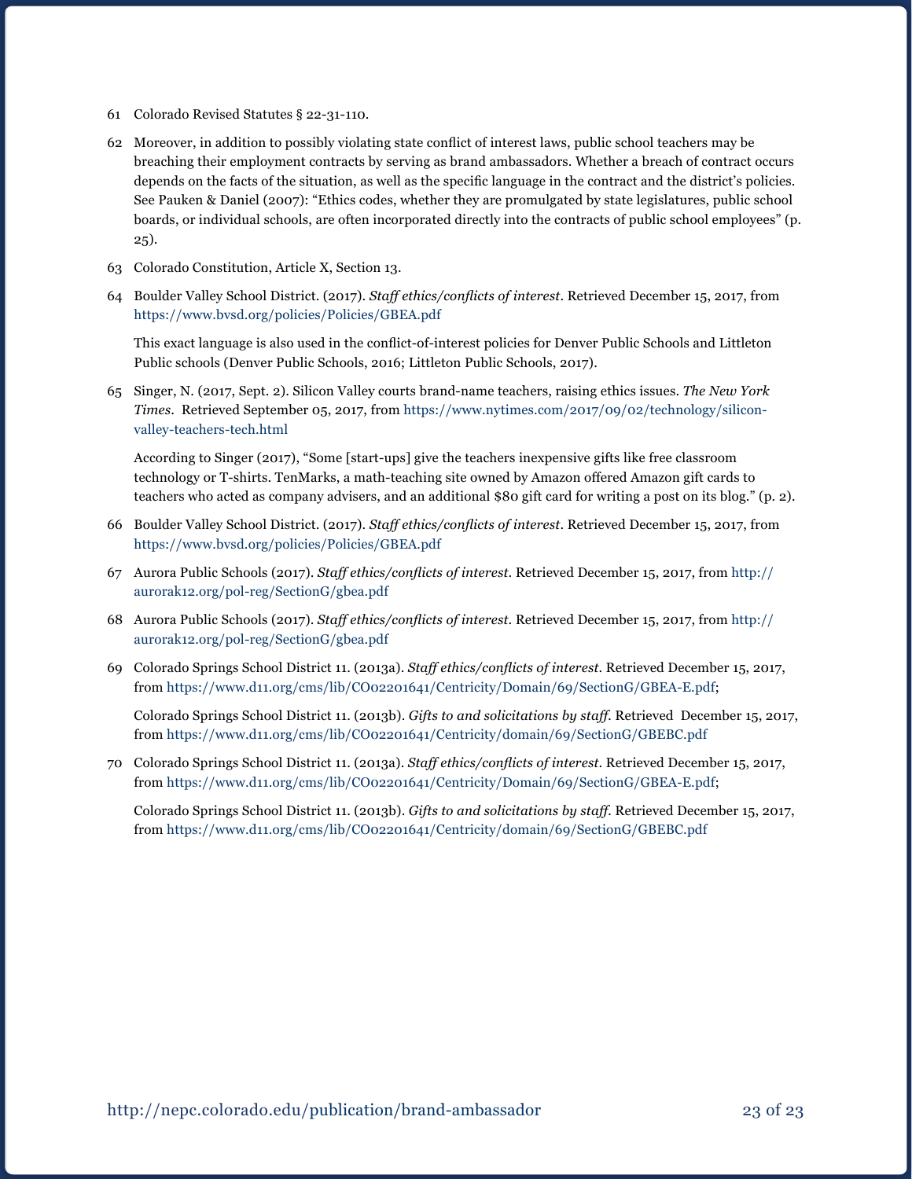61 Colorado Revised Statutes § 22-31-110.

62 Moreover, in addition to possibly violating state conflict of interest laws, public school teachers may be breaching their employment contracts by serving as brand ambassadors. Whether a breach of contract occurs depends on the facts of the situation, as well as the specific language in the contract and the district's policies. See Pauken & Daniel (2007): "Ethics codes, whether they are promulgated by state legislatures, public school boards, or individual schools, are often incorporated directly into the contracts of public school employees" (p. 25).

63 Colorado Constitution, Article X, Section 13.

64 Boulder Valley School District. (2017). *Staff ethics/conflicts of interest*. Retrieved December 15, 2017, from https://www.bvsd.org/policies/Policies/GBEA.pdf

This exact language is also used in the conflict-of-interest policies for Denver Public Schools and Littleton Public schools (Denver Public Schools, 2016; Littleton Public Schools, 2017).

65 Singer, N. (2017, Sept. 2). Silicon Valley courts brand-name teachers, raising ethics issues. *The New York Times*. Retrieved September 05, 2017, from https://www.nytimes.com/2017/09/02/technology/silicon-valley-teachers-tech.html

According to Singer (2017), "Some [start-ups] give the teachers inexpensive gifts like free classroom technology or T-shirts. TenMarks, a math-teaching site owned by Amazon offered Amazon gift cards to teachers who acted as company advisers, and an additional $80 gift card for writing a post on its blog." (p. 2).

66 Boulder Valley School District. (2017). *Staff ethics/conflicts of interest*. Retrieved December 15, 2017, from https://www.bvsd.org/policies/Policies/GBEA.pdf

67 Aurora Public Schools (2017). *Staff ethics/conflicts of interest*. Retrieved December 15, 2017, from http://aurorak12.org/pol-reg/SectionG/gbea.pdf

68 Aurora Public Schools (2017). *Staff ethics/conflicts of interest*. Retrieved December 15, 2017, from http://aurorak12.org/pol-reg/SectionG/gbea.pdf

69 Colorado Springs School District 11. (2013a). *Staff ethics/conflicts of interest*. Retrieved December 15, 2017, from https://www.d11.org/cms/lib/CO02201641/Centricity/Domain/69/SectionG/GBEA-E.pdf;

Colorado Springs School District 11. (2013b). *Gifts to and solicitations by staff*. Retrieved December 15, 2017, from https://www.d11.org/cms/lib/CO02201641/Centricity/domain/69/SectionG/GBEBC.pdf

70 Colorado Springs School District 11. (2013a). *Staff ethics/conflicts of interest*. Retrieved December 15, 2017, from https://www.d11.org/cms/lib/CO02201641/Centricity/Domain/69/SectionG/GBEA-E.pdf;

Colorado Springs School District 11. (2013b). *Gifts to and solicitations by staff*. Retrieved December 15, 2017, from https://www.d11.org/cms/lib/CO02201641/Centricity/domain/69/SectionG/GBEBC.pdf